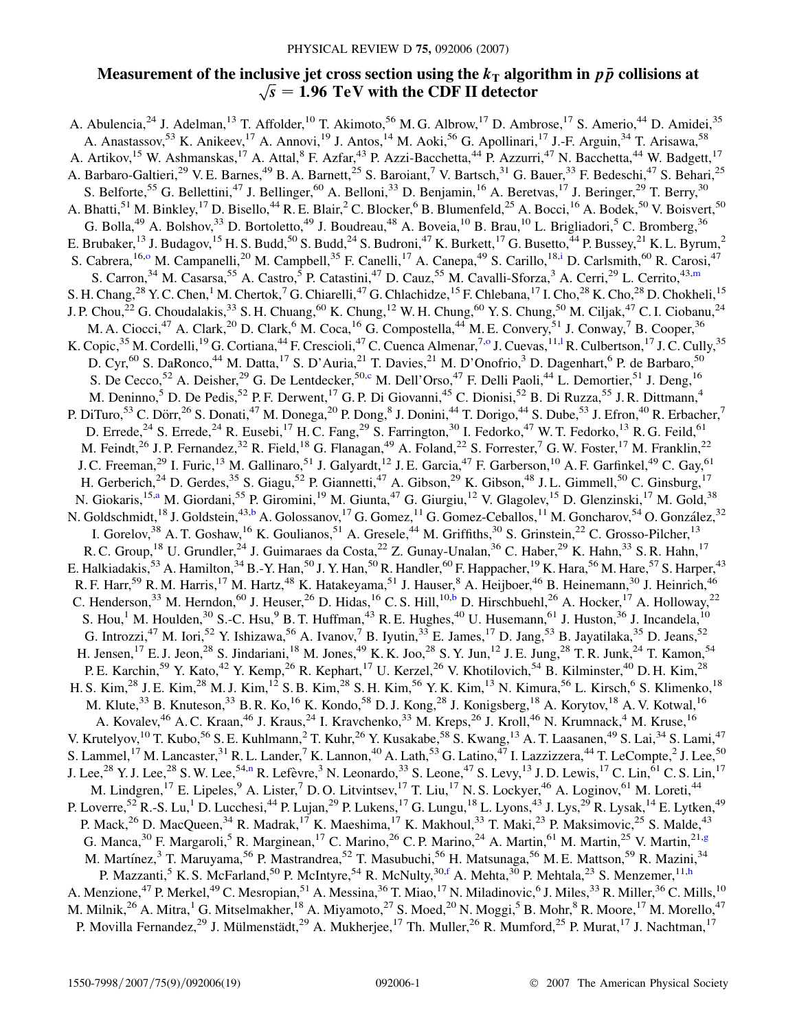# Measurement of the inclusive jet cross section using the $k_T$ algorithm in $p\bar{p}$ collisions at $\sqrt{s} = 1.96$ TeV with the CDF II detector

A. Abulencia,[24] J. Adelman,[13] T. Affolder,[10] T. Akimoto,[56] M. G. Albrow,[17] D. Ambrose,[17] S. Amerio,[44] D. Amidei,[35] A. Anastassov,[53] K. Anikeev,[17] A. Annovi,[19] J. Antos,[14] M. Aoki,[56] G. Apollinari,[17] J.-F. Arguin,[34] T. Arisawa,[58] A. Artikov,[15] W. Ashmanskas,[17] A. Attal,[8] F. Azfar,[43] P. Azzi-Bacchetta,[44] P. Azzurri,[47] N. Bacchetta,[44] W. Badgett,[17] A. Barbaro-Galtieri,[29] V. E. Barnes,[49] B. A. Barnett,[25] S. Baroiant,[7] V. Bartsch,[31] G. Bauer,[33] F. Bedeschi,[47] S. Behari,[25] S. Belforte,[55] G. Bellettini,[47] J. Bellinger,[60] A. Belloni,[33] D. Benjamin,[16] A. Beretvas,[17] J. Beringer,[29] T. Berry,[30] A. Bhatti,[51] M. Binkley,[17] D. Bisello,[44] R. E. Blair,[2] C. Blocker,[6] B. Blumenfeld,[25] A. Bocci,[16] A. Bodek,[50] V. Boisvert,[50] G. Bolla,[49] A. Bolshov,[33] D. Bortoletto,[49] J. Boudreau,[48] A. Boveia,[10] B. Brau,[10] L. Brigliadori,[5] C. Bromberg,[36] E. Brubaker,[13] J. Budagov,[15] H. S. Budd,[50] S. Budd,[24] S. Budroni,[47] K. Burkett,[17] G. Busetto,[44] P. Bussey,[21] K. L. Byrum,[2] S. Cabrera,[16,o] M. Campanelli,[20] M. Campbell,[35] F. Canelli,[17] A. Canepa,[49] S. Carillo,[18,i] D. Carlsmith,[60] R. Carosi,[47] S. Carron,[34] M. Casarsa,[55] A. Castro,[5] P. Catastini,[47] D. Cauz,[55] M. Cavalli-Sforza,[3] A. Cerri,[29] L. Cerrito,[43,m] S. H. Chang,[28] Y. C. Chen,[1] M. Chertok,[7] G. Chiarelli,[47] G. Chlachidze,[15] F. Chlebana,[17] I. Cho,[28] K. Cho,[28] D. Chokheli,[15] J. P. Chou,[22] G. Choudalakis,[33] S. H. Chuang,[60] K. Chung,[12] W. H. Chung,[60] Y. S. Chung,[50] M. Ciljak,[47] C. I. Ciobanu,[24] M. A. Ciocci,[47] A. Clark,[20] D. Clark,[6] M. Coca,[16] G. Compostella,[44] M. E. Convery,[51] J. Conway,[7] B. Cooper,[36] K. Copic,[35] M. Cordelli,[19] G. Cortiana,[44] F. Crescioli,[47] C. Cuenca Almenar,[7,o] J. Cuevas,[11,l] R. Culbertson,[17] J. C. Cully,[35] D. Cyr,[60] S. DaRonco,[44] M. Datta,[17] S. D'Auria,[21] T. Davies,[21] M. D'Onofrio,[3] D. Dagenhart,[6] P. de Barbaro,[50] S. De Cecco,[52] A. Deisher,[29] G. De Lentdecker,[50,c] M. Dell'Orso,[47] F. Delli Paoli,[44] L. Demortier,[51] J. Deng,[16] M. Deninno,[5] D. De Pedis,[52] P. F. Derwent,[17] G. P. Di Giovanni,[45] C. Dionisi,[52] B. Di Ruzza,[55] J. R. Dittmann,[4] P. DiTuro,[53] C. Dörr,[26] S. Donati,[47] M. Donega,[20] P. Dong,[8] J. Donini,[44] T. Dorigo,[44] S. Dube,[53] J. Efron,[40] R. Erbacher,[7] D. Errede,[24] S. Errede,[24] R. Eusebi,[17] H. C. Fang,[29] S. Farrington,[30] I. Fedorko,[47] W. T. Fedorko,[13] R. G. Feild,[61] M. Feindt,[26] J. P. Fernandez,[32] R. Field,[18] G. Flanagan,[49] A. Foland,[22] S. Forrester,[7] G. W. Foster,[17] M. Franklin,[22] J. C. Freeman,[29] I. Furic,[13] M. Gallinaro,[51] J. Galyardt,[12] J. E. Garcia,[47] F. Garberson,[10] A. F. Garfinkel,[49] C. Gay,[61] H. Gerberich,[24] D. Gerdes,[35] S. Giagu,[52] P. Giannetti,[47] A. Gibson,[29] K. Gibson,[48] J. L. Gimmell,[50] C. Ginsburg,[17] N. Giokaris,[15,a] M. Giordani,[55] P. Giromini,[19] M. Giunta,[47] G. Giurgiu,[12] V. Glagolev,[15] D. Glenzinski,[17] M. Gold,[38] N. Goldschmidt,[18] J. Goldstein,[43,b] A. Golossanov,[17] G. Gomez,[11] G. Gomez-Ceballos,[11] M. Goncharov,[54] O. González,[32] I. Gorelov,[38] A. T. Goshaw,[16] K. Goulianos,[51] A. Gresele,[44] M. Griffiths,[30] S. Grinstein,[22] C. Grosso-Pilcher,[13] R. C. Group,[18] U. Grundler,[24] J. Guimaraes da Costa,[22] Z. Gunay-Unalan,[36] C. Haber,[29] K. Hahn,[33] S. R. Hahn,[17] E. Halkiadakis,[53] A. Hamilton,[34] B.-Y. Han,[50] J. Y. Han,[50] R. Handler,[60] F. Happacher,[19] K. Hara,[56] M. Hare,[57] S. Harper,[43] R. F. Harr,[59] R. M. Harris,[17] M. Hartz,[48] K. Hatakeyama,[51] J. Hauser,[8] A. Heijboer,[46] B. Heinemann,[30] J. Heinrich,[46] C. Henderson,[33] M. Herndon,[60] J. Heuser,[26] D. Hidas,[16] C. S. Hill,[10,b] D. Hirschbuehl,[26] A. Hocker,[17] A. Holloway,[22] S. Hou,[1] M. Houlden,[30] S.-C. Hsu,[9] B. T. Huffman,[43] R. E. Hughes,[40] U. Husemann,[61] J. Huston,[36] J. Incandela,[10] G. Introzzi,[47] M. Iori,[52] Y. Ishizawa,[56] A. Ivanov,[7] B. Iyutin,[33] E. James,[17] D. Jang,[53] B. Jayatilaka,[35] D. Jeans,[52] H. Jensen,[17] E. J. Jeon,[28] S. Jindariani,[18] M. Jones,[49] K. K. Joo,[28] S. Y. Jun,[12] J. E. Jung,[28] T. R. Junk,[24] T. Kamon,[54] P. E. Karchin,[59] Y. Kato,[42] Y. Kemp,[26] R. Kephart,[17] U. Kerzel,[26] V. Khotilovich,[54] B. Kilminster,[40] D. H. Kim,[28] H. S. Kim,[28] J. E. Kim,[28] M. J. Kim,[12] S. B. Kim,[28] S. H. Kim,[56] Y. K. Kim,[13] N. Kimura,[56] L. Kirsch,[6] S. Klimenko,[18] M. Klute,[33] B. Knuteson,[33] B. R. Ko,[16] K. Kondo,[58] D. J. Kong,[28] J. Konigsberg,[18] A. Korytov,[18] A. V. Kotwal,[16] A. Kovalev,[46] A. C. Kraan,[46] J. Kraus,[24] I. Kravchenko,[33] M. Kreps,[26] J. Kroll,[46] N. Krumnack,[4] M. Kruse,[16] V. Krutelyov,[10] T. Kubo,[56] S. E. Kuhlmann,[2] T. Kuhr,[26] Y. Kusakabe,[58] S. Kwang,[13] A. T. Laasanen,[49] S. Lai,[34] S. Lami,[47] S. Lammel,[17] M. Lancaster,[31] R. L. Lander,[7] K. Lannon,[40] A. Lath,[53] G. Latino,[47] I. Lazzizzera,[44] T. LeCompte,[2] J. Lee,[50] J. Lee,[28] Y. J. Lee,[28] S. W. Lee,[54,n] R. Lefèvre,[3] N. Leonardo,[33] S. Leone,[47] S. Levy,[13] J. D. Lewis,[17] C. Lin,[61] C. S. Lin,[17] M. Lindgren,[17] E. Lipeles,[9] A. Lister,[7] D. O. Litvintsev,[17] T. Liu,[17] N. S. Lockyer,[46] A. Loginov,[61] M. Loreti,[44] P. Loverre,[52] R.-S. Lu,[1] D. Lucchesi,[44] P. Lujan,[29] P. Lukens,[17] G. Lungu,[18] L. Lyons,[43] J. Lys,[29] R. Lysak,[14] E. Lytken,[49] P. Mack,[26] D. MacQueen,[34] R. Madrak,[17] K. Maeshima,[17] K. Makhoul,[33] T. Maki,[23] P. Maksimovic,[25] S. Malde,[43] G. Manca,[30] F. Margaroli,[5] R. Marginean,[17] C. Marino,[26] C. P. Marino,[24] A. Martin,[61] M. Martin,[25] V. Martin,[21,g] M. Martínez,[3] T. Maruyama,[56] P. Mastrandrea,[52] T. Masubuchi,[56] H. Matsunaga,[56] M. E. Mattson,[59] R. Mazini,[34] P. Mazzanti,[5] K. S. McFarland,[50] P. McIntyre,[54] R. McNulty,[30,f] A. Mehta,[30] P. Mehtala,[23] S. Menzemer,[11,h] A. Menzione,[47] P. Merkel,[49] C. Mesropian,[51] A. Messina,[36] T. Miao,[17] N. Miladinovic,[6] J. Miles,[33] R. Miller,[36] C. Mills,[10] M. Milnik,[26] A. Mitra,[1] G. Mitselmakher,[18] A. Miyamoto,[27] S. Moed,[20] N. Moggi,[5] B. Mohr,[8] R. Moore,[17] M. Morello,[47] P. Movilla Fernandez,[29] J. Mülmenstädt,[29] A. Mukherjee,[17] Th. Muller,[26] R. Mumford,[25] P. Murat,[17] J. Nachtman,[17]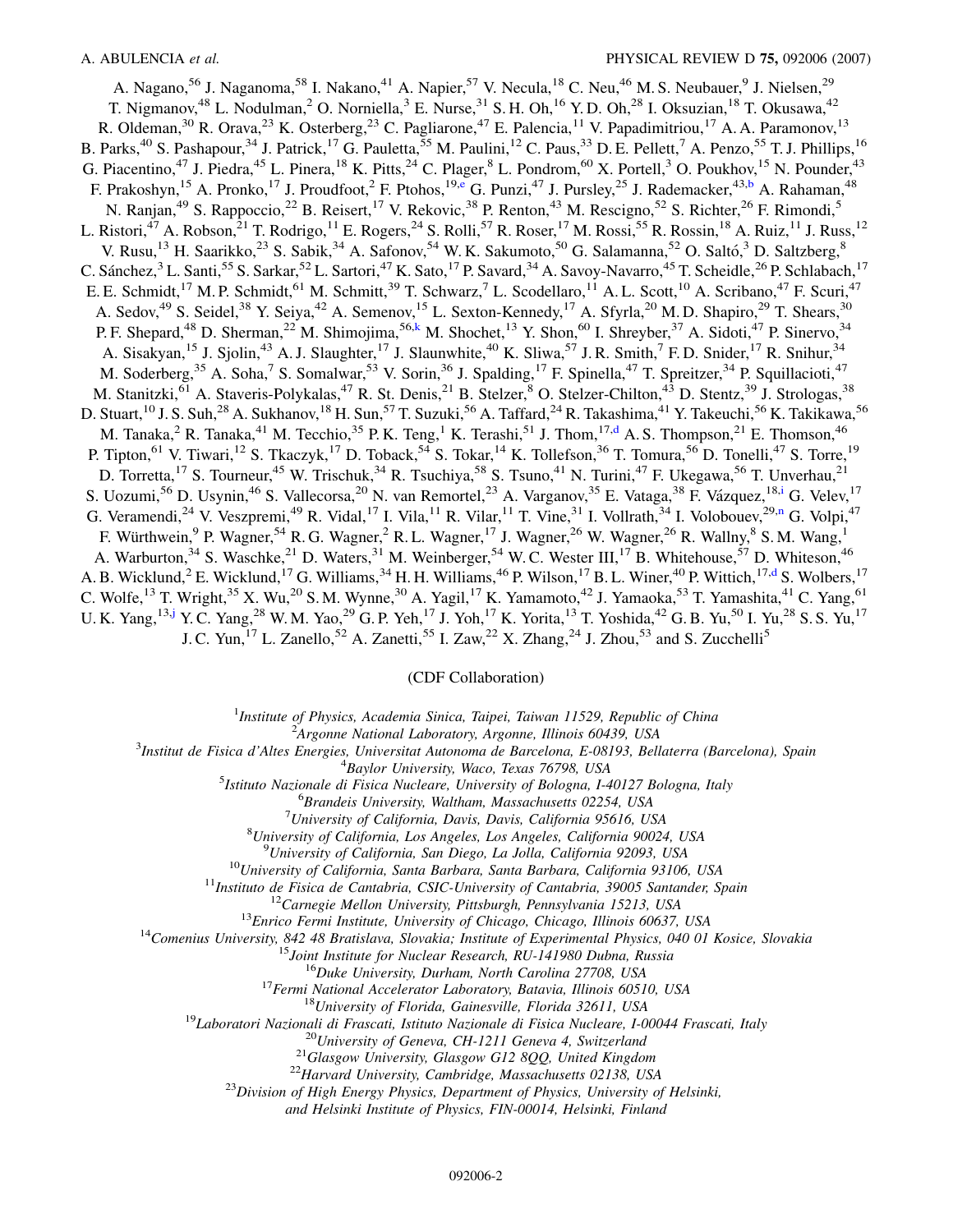A. Nagano,[56] J. Naganoma,[58] I. Nakano,[41] A. Napier,[57] V. Necula,[18] C. Neu,[46] M. S. Neubauer,[9] J. Nielsen,[29] T. Nigmanov,[48] L. Nodulman,[2] O. Norniella,[3] E. Nurse,[31] S. H. Oh,[16] Y. D. Oh,[28] I. Oksuzian,[18] T. Okusawa,[42] R. Oldeman,[30] R. Orava,[23] K. Osterberg,[23] C. Pagliarone,[47] E. Palencia,[11] V. Papadimitriou,[17] A. A. Paramonov,[13] B. Parks,[40] S. Pashapour,[34] J. Patrick,[17] G. Pauletta,[55] M. Paulini,[12] C. Paus,[33] D. E. Pellett,[7] A. Penzo,[55] T. J. Phillips,[16] G. Piacentino,[47] J. Piedra,[45] L. Pinera,[18] K. Pitts,[24] C. Plager,[8] L. Pondrom,[60] X. Portell,[3] O. Poukhov,[15] N. Pounder,[43] F. Prakoshyn,[15] A. Pronko,[17] J. Proudfoot,[2] F. Ptohos,[19,e] G. Punzi,[47] J. Pursley,[25] J. Rademacker,[43,b] A. Rahaman,[48] N. Ranjan,[49] S. Rappoccio,[22] B. Reisert,[17] V. Rekovic,[38] P. Renton,[43] M. Rescigno,[52] S. Richter,[26] F. Rimondi,[5] L. Ristori,[47] A. Robson,[21] T. Rodrigo,[11] E. Rogers,[24] S. Rolli,[57] R. Roser,[17] M. Rossi,[55] R. Rossin,[18] A. Ruiz,[11] J. Russ,[12] V. Rusu,[13] H. Saarikko,[23] S. Sabik,[34] A. Safonov,[54] W. K. Sakumoto,[50] G. Salamanna,[52] O. Saltó,[3] D. Saltzberg,[8] C. Sánchez,[3] L. Santi,[55] S. Sarkar,[52] L. Sartori,[47] K. Sato,[17] P. Savard,[34] A. Savoy-Navarro,[45] T. Scheidle,[26] P. Schlabach,[17] E. E. Schmidt,[17] M. P. Schmidt,[61] M. Schmitt,[39] T. Schwarz,[7] L. Scodellaro,[11] A. L. Scott,[10] A. Scribano,[47] F. Scuri,[47] A. Sedov,[49] S. Seidel,[38] Y. Seiya,[42] A. Semenov,[15] L. Sexton-Kennedy,[17] A. Sfyrla,[20] M. D. Shapiro,[29] T. Shears,[30] P. F. Shepard,[48] D. Sherman,[22] M. Shimojima,[56,k] M. Shochet,[13] Y. Shon,[60] I. Shreyber,[37] A. Sidoti,[47] P. Sinervo,[34] A. Sisakyan,[15] J. Sjolin,[43] A. J. Slaughter,[17] J. Slaunwhite,[40] K. Sliwa,[57] J. R. Smith,[7] F. D. Snider,[17] R. Snihur,[34] M. Soderberg,[35] A. Soha,[7] S. Somalwar,[53] V. Sorin,[36] J. Spalding,[17] F. Spinella,[47] T. Spreitzer,[34] P. Squillacioti,[47] M. Stanitzki,[61] A. Staveris-Polykalas,[47] R. St. Denis,[21] B. Stelzer,[8] O. Stelzer-Chilton,[43] D. Stentz,[39] J. Strologas,[38] D. Stuart,[10] J. S. Suh,[28] A. Sukhanov,[18] H. Sun,[57] T. Suzuki,[56] A. Taffard,[24] R. Takashima,[41] Y. Takeuchi,[56] K. Takikawa,[56] M. Tanaka,[2] R. Tanaka,[41] M. Tecchio,[35] P. K. Teng,[1] K. Terashi,[51] J. Thom,[17,d] A. S. Thompson,[21] E. Thomson,[46] P. Tipton,[61] V. Tiwari,[12] S. Tkaczyk,[17] D. Toback,[54] S. Tokar,[14] K. Tollefson,[36] T. Tomura,[56] D. Tonelli,[47] S. Torre,[19] D. Torretta,[17] S. Tourneur,[45] W. Trischuk,[34] R. Tsuchiya,[58] S. Tsuno,[41] N. Turini,[47] F. Ukegawa,[56] T. Unverhau,[21] S. Uozumi,[56] D. Usynin,[46] S. Vallecorsa,[20] N. van Remortel,[23] A. Varganov,[35] E. Vataga,[38] F. Vázquez,[18,i] G. Velev,[17] G. Veramendi,[24] V. Veszpremi,[49] R. Vidal,[17] I. Vila,[11] R. Vilar,[11] T. Vine,[31] I. Vollrath,[34] I. Volobouev,[29,n] G. Volpi,[47] F. Würthwein,[9] P. Wagner,[54] R. G. Wagner,[2] R. L. Wagner,[17] J. Wagner,[26] W. Wagner,[26] R. Wallny,[8] S. M. Wang,[1] A. Warburton,[34] S. Waschke,[21] D. Waters,[31] M. Weinberger,[54] W. C. Wester III,[17] B. Whitehouse,[57] D. Whiteson,[46] A. B. Wicklund,[2] E. Wicklund,[17] G. Williams,[34] H. H. Williams,[46] P. Wilson,[17] B. L. Winer,[40] P. Wittich,[17,d] S. Wolbers,[17] C. Wolfe,[13] T. Wright,[35] X. Wu,[20] S. M. Wynne,[30] A. Yagil,[17] K. Yamamoto,[42] J. Yamaoka,[53] T. Yamashita,[41] C. Yang,[61] U. K. Yang,[13,j] Y. C. Yang,[28] W. M. Yao,[29] G. P. Yeh,[17] J. Yoh,[17] K. Yorita,[13] T. Yoshida,[42] G. B. Yu,[50] I. Yu,[28] S. S. Yu,[17] J. C. Yun,[17] L. Zanello,[52] A. Zanetti,[55] I. Zaw,[22] X. Zhang,[24] J. Zhou,[53] and S. Zucchelli[5]

(CDF Collaboration)

[1]*Institute of Physics, Academia Sinica, Taipei, Taiwan 11529, Republic of China*
[2]*Argonne National Laboratory, Argonne, Illinois 60439, USA*
[3]*Institut de Fisica d'Altes Energies, Universitat Autonoma de Barcelona, E-08193, Bellaterra (Barcelona), Spain*
[4]*Baylor University, Waco, Texas 76798, USA*
[5]*Istituto Nazionale di Fisica Nucleare, University of Bologna, I-40127 Bologna, Italy*
[6]*Brandeis University, Waltham, Massachusetts 02254, USA*
[7]*University of California, Davis, Davis, California 95616, USA*
[8]*University of California, Los Angeles, Los Angeles, California 90024, USA*
[9]*University of California, San Diego, La Jolla, California 92093, USA*
[10]*University of California, Santa Barbara, Santa Barbara, California 93106, USA*
[11]*Instituto de Fisica de Cantabria, CSIC-University of Cantabria, 39005 Santander, Spain*
[12]*Carnegie Mellon University, Pittsburgh, Pennsylvania 15213, USA*
[13]*Enrico Fermi Institute, University of Chicago, Chicago, Illinois 60637, USA*
[14]*Comenius University, 842 48 Bratislava, Slovakia; Institute of Experimental Physics, 040 01 Kosice, Slovakia*
[15]*Joint Institute for Nuclear Research, RU-141980 Dubna, Russia*
[16]*Duke University, Durham, North Carolina 27708, USA*
[17]*Fermi National Accelerator Laboratory, Batavia, Illinois 60510, USA*
[18]*University of Florida, Gainesville, Florida 32611, USA*
[19]*Laboratori Nazionali di Frascati, Istituto Nazionale di Fisica Nucleare, I-00044 Frascati, Italy*
[20]*University of Geneva, CH-1211 Geneva 4, Switzerland*
[21]*Glasgow University, Glasgow G12 8QQ, United Kingdom*
[22]*Harvard University, Cambridge, Massachusetts 02138, USA*
[23]*Division of High Energy Physics, Department of Physics, University of Helsinki, and Helsinki Institute of Physics, FIN-00014, Helsinki, Finland*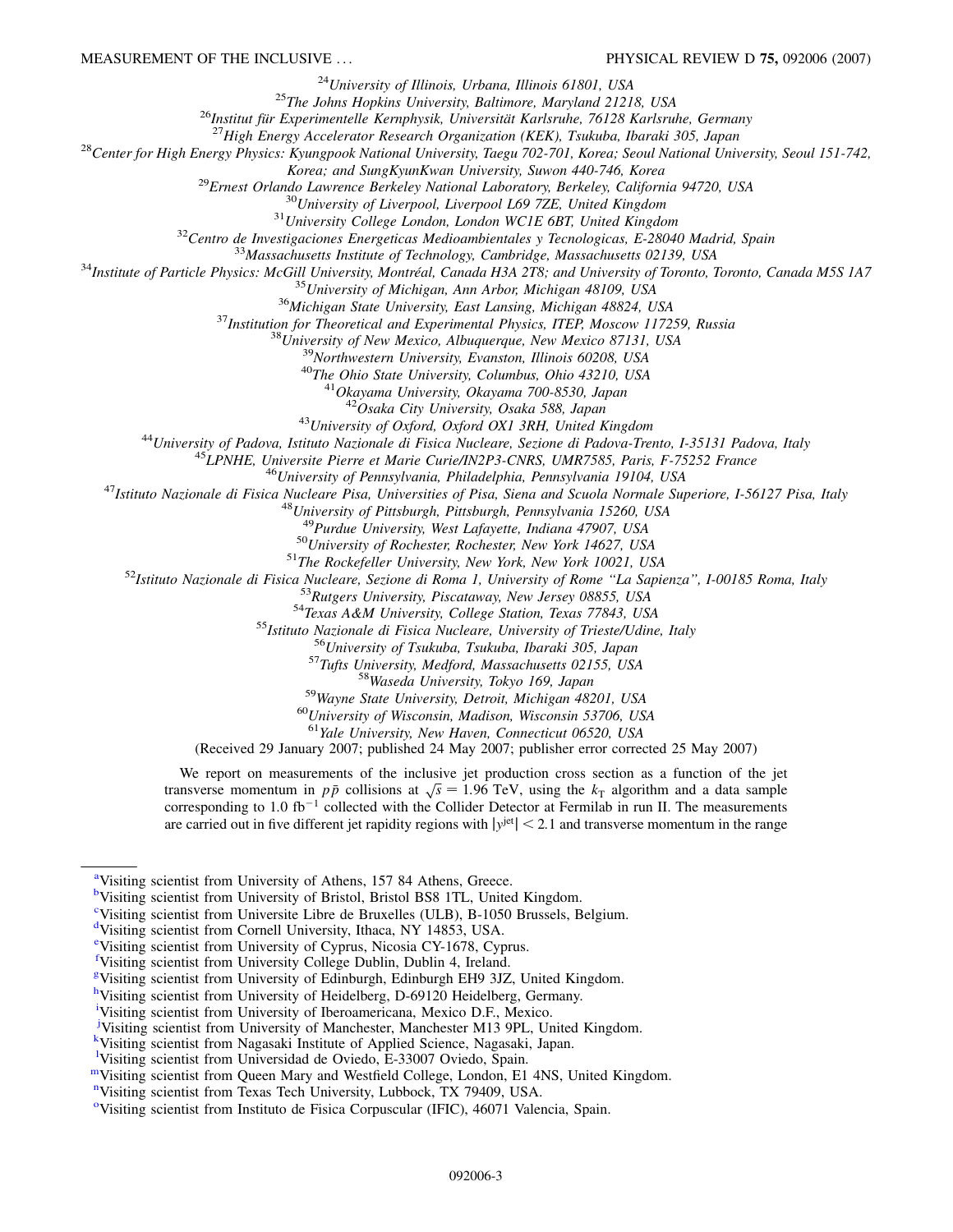[24]*University of Illinois, Urbana, Illinois 61801, USA*

[25]*The Johns Hopkins University, Baltimore, Maryland 21218, USA*

[26]*Institut für Experimentelle Kernphysik, Universität Karlsruhe, 76128 Karlsruhe, Germany*

[27]*High Energy Accelerator Research Organization (KEK), Tsukuba, Ibaraki 305, Japan*

[28]*Center for High Energy Physics: Kyungpook National University, Taegu 702-701, Korea; Seoul National University, Seoul 151-742, Korea; and SungKyunKwan University, Suwon 440-746, Korea*

[29]*Ernest Orlando Lawrence Berkeley National Laboratory, Berkeley, California 94720, USA*

[30]*University of Liverpool, Liverpool L69 7ZE, United Kingdom*

[31]*University College London, London WC1E 6BT, United Kingdom*

[32]*Centro de Investigaciones Energeticas Medioambientales y Tecnologicas, E-28040 Madrid, Spain*

[33]*Massachusetts Institute of Technology, Cambridge, Massachusetts 02139, USA*

[34]*Institute of Particle Physics: McGill University, Montréal, Canada H3A 2T8; and University of Toronto, Toronto, Canada M5S 1A7*

[35]*University of Michigan, Ann Arbor, Michigan 48109, USA*

[36]*Michigan State University, East Lansing, Michigan 48824, USA*

[37]*Institution for Theoretical and Experimental Physics, ITEP, Moscow 117259, Russia*

[38]*University of New Mexico, Albuquerque, New Mexico 87131, USA*

[39]*Northwestern University, Evanston, Illinois 60208, USA*

[40]*The Ohio State University, Columbus, Ohio 43210, USA*

[41]*Okayama University, Okayama 700-8530, Japan*

[42]*Osaka City University, Osaka 588, Japan*

[43]*University of Oxford, Oxford OX1 3RH, United Kingdom*

[44]*University of Padova, Istituto Nazionale di Fisica Nucleare, Sezione di Padova-Trento, I-35131 Padova, Italy*

[45]*LPNHE, Universite Pierre et Marie Curie/IN2P3-CNRS, UMR7585, Paris, F-75252 France*

[46]*University of Pennsylvania, Philadelphia, Pennsylvania 19104, USA*

[47]*Istituto Nazionale di Fisica Nucleare Pisa, Universities of Pisa, Siena and Scuola Normale Superiore, I-56127 Pisa, Italy*

[48]*University of Pittsburgh, Pittsburgh, Pennsylvania 15260, USA*

[49]*Purdue University, West Lafayette, Indiana 47907, USA*

[50]*University of Rochester, Rochester, New York 14627, USA*

[51]*The Rockefeller University, New York, New York 10021, USA*

[52]*Istituto Nazionale di Fisica Nucleare, Sezione di Roma 1, University of Rome "La Sapienza," I-00185 Roma, Italy*

[53]*Rutgers University, Piscataway, New Jersey 08855, USA*

[54]*Texas A&M University, College Station, Texas 77843, USA*

[55]*Istituto Nazionale di Fisica Nucleare, University of Trieste/Udine, Italy*

[56]*University of Tsukuba, Tsukuba, Ibaraki 305, Japan*

[57]*Tufts University, Medford, Massachusetts 02155, USA*

[58]*Waseda University, Tokyo 169, Japan*

[59]*Wayne State University, Detroit, Michigan 48201, USA*

[60]*University of Wisconsin, Madison, Wisconsin 53706, USA*

[61]*Yale University, New Haven, Connecticut 06520, USA*

(Received 29 January 2007; published 24 May 2007; publisher error corrected 25 May 2007)

We report on measurements of the inclusive jet production cross section as a function of the jet transverse momentum in $p\bar{p}$ collisions at $\sqrt{s} = 1.96$ TeV, using the $k_T$ algorithm and a data sample corresponding to 1.0 fb$^{-1}$ collected with the Collider Detector at Fermilab in run II. The measurements are carried out in five different jet rapidity regions with $|y^{\rm jet}| < 2.1$ and transverse momentum in the range

---

[a]Visiting scientist from University of Athens, 157 84 Athens, Greece.

[b]Visiting scientist from University of Bristol, Bristol BS8 1TL, United Kingdom.

[c]Visiting scientist from Universite Libre de Bruxelles (ULB), B-1050 Brussels, Belgium.

[d]Visiting scientist from Cornell University, Ithaca, NY 14853, USA.

[e]Visiting scientist from University of Cyprus, Nicosia CY-1678, Cyprus.

[f]Visiting scientist from University College Dublin, Dublin 4, Ireland.

[g]Visiting scientist from University of Edinburgh, Edinburgh EH9 3JZ, United Kingdom.

[h]Visiting scientist from University of Heidelberg, D-69120 Heidelberg, Germany.

[i]Visiting scientist from University of Iberoamericana, Mexico D.F., Mexico.

[j]Visiting scientist from University of Manchester, Manchester M13 9PL, United Kingdom.

[k]Visiting scientist from Nagasaki Institute of Applied Science, Nagasaki, Japan.

[l]Visiting scientist from Universidad de Oviedo, E-33007 Oviedo, Spain.

[m]Visiting scientist from Queen Mary and Westfield College, London, E1 4NS, United Kingdom.

[n]Visiting scientist from Texas Tech University, Lubbock, TX 79409, USA.

[o]Visiting scientist from Instituto de Fisica Corpuscular (IFIC), 46071 Valencia, Spain.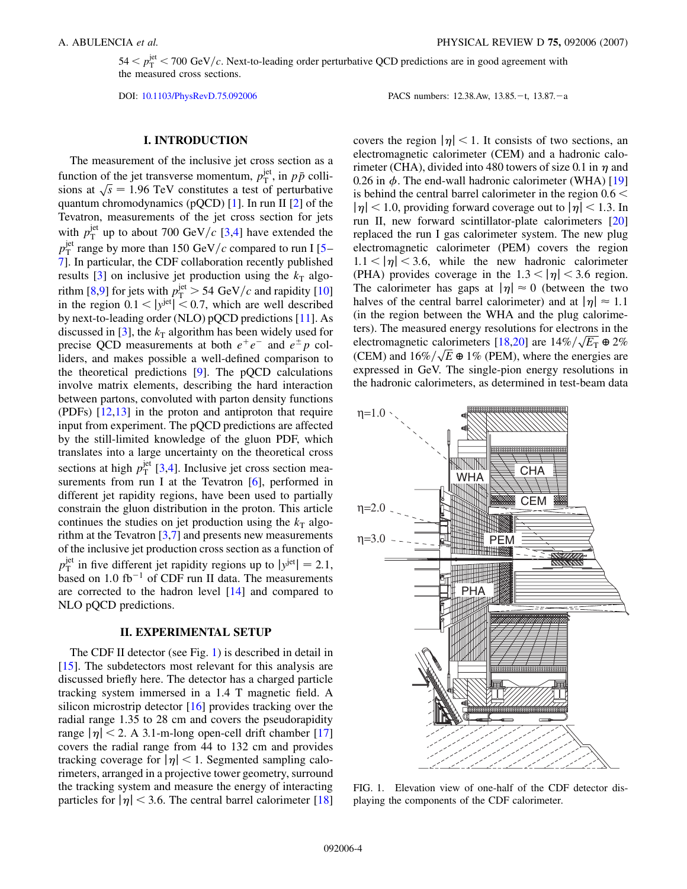$54 < p_T^{jet} < 700$ GeV/$c$. Next-to-leading order perturbative QCD predictions are in good agreement with the measured cross sections.

DOI: 10.1103/PhysRevD.75.092006 PACS numbers: 12.38.Aw, 13.85.−t, 13.87.−a

## I. INTRODUCTION

The measurement of the inclusive jet cross section as a function of the jet transverse momentum, $p_T^{jet}$, in $p\bar{p}$ collisions at $\sqrt{s} = 1.96$ TeV constitutes a test of perturbative quantum chromodynamics (pQCD) [1]. In run II [2] of the Tevatron, measurements of the jet cross section for jets with $p_T^{jet}$ up to about 700 GeV/$c$ [3,4] have extended the $p_T^{jet}$ range by more than 150 GeV/$c$ compared to run I [5–7]. In particular, the CDF collaboration recently published results [3] on inclusive jet production using the $k_T$ algorithm [8,9] for jets with $p_T^{jet} > 54$ GeV/$c$ and rapidity [10] in the region $0.1 < |y^{jet}| < 0.7$, which are well described by next-to-leading order (NLO) pQCD predictions [11]. As discussed in [3], the $k_T$ algorithm has been widely used for precise QCD measurements at both $e^+e^-$ and $e^{\pm}p$ colliders, and makes possible a well-defined comparison to the theoretical predictions [9]. The pQCD calculations involve matrix elements, describing the hard interaction between partons, convoluted with parton density functions (PDFs) [12,13] in the proton and antiproton that require input from experiment. The pQCD predictions are affected by the still-limited knowledge of the gluon PDF, which translates into a large uncertainty on the theoretical cross sections at high $p_T^{jet}$ [3,4]. Inclusive jet cross section measurements from run I at the Tevatron [6], performed in different jet rapidity regions, have been used to partially constrain the gluon distribution in the proton. This article continues the studies on jet production using the $k_T$ algorithm at the Tevatron [3,7] and presents new measurements of the inclusive jet production cross section as a function of $p_T^{jet}$ in five different jet rapidity regions up to $|y^{jet}| = 2.1$, based on 1.0 fb$^{-1}$ of CDF run II data. The measurements are corrected to the hadron level [14] and compared to NLO pQCD predictions.

## II. EXPERIMENTAL SETUP

The CDF II detector (see Fig. 1) is described in detail in [15]. The subdetectors most relevant for this analysis are discussed briefly here. The detector has a charged particle tracking system immersed in a 1.4 T magnetic field. A silicon microstrip detector [16] provides tracking over the radial range 1.35 to 28 cm and covers the pseudorapidity range $|\eta| < 2$. A 3.1-m-long open-cell drift chamber [17] covers the radial range from 44 to 132 cm and provides tracking coverage for $|\eta| < 1$. Segmented sampling calorimeters, arranged in a projective tower geometry, surround the tracking system and measure the energy of interacting particles for $|\eta| < 3.6$. The central barrel calorimeter [18] covers the region $|\eta| < 1$. It consists of two sections, an electromagnetic calorimeter (CEM) and a hadronic calorimeter (CHA), divided into 480 towers of size 0.1 in $\eta$ and 0.26 in $\phi$. The end-wall hadronic calorimeter (WHA) [19] is behind the central barrel calorimeter in the region $0.6 < |\eta| < 1.0$, providing forward coverage out to $|\eta| < 1.3$. In run II, new forward scintillator-plate calorimeters [20] replaced the run I gas calorimeter system. The new plug electromagnetic calorimeter (PEM) covers the region $1.1 < |\eta| < 3.6$, while the new hadronic calorimeter (PHA) provides coverage in the $1.3 < |\eta| < 3.6$ region. The calorimeter has gaps at $|\eta| \approx 0$ (between the two halves of the central barrel calorimeter) and at $|\eta| \approx 1.1$ (in the region between the WHA and the plug calorimeters). The measured energy resolutions for electrons in the electromagnetic calorimeters [18,20] are $14\%/\sqrt{E_T} \oplus 2\%$ (CEM) and $16\%/\sqrt{E} \oplus 1\%$ (PEM), where the energies are expressed in GeV. The single-pion energy resolutions in the hadronic calorimeters, as determined in test-beam data

FIG. 1. Elevation view of one-half of the CDF detector displaying the components of the CDF calorimeter.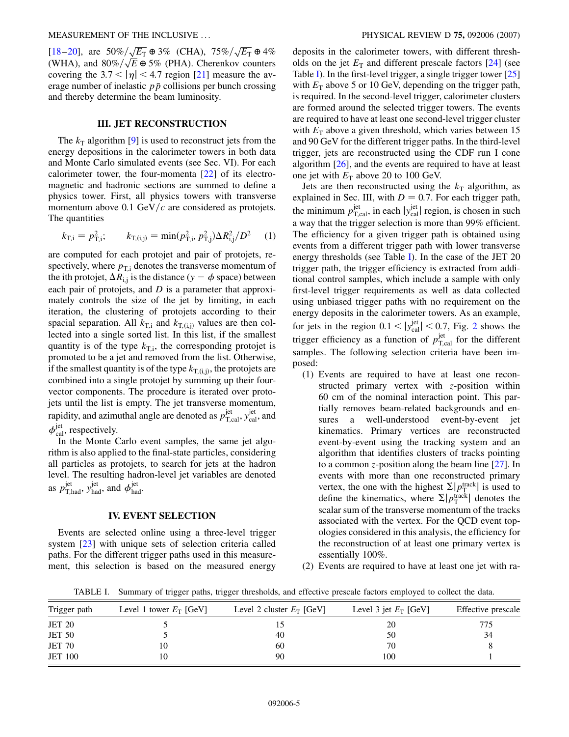[18–20], are $50\%/\sqrt{E_T} \oplus 3\%$ (CHA), $75\%/\sqrt{E_T} \oplus 4\%$ (WHA), and $80\%/\sqrt{E} \oplus 5\%$ (PHA). Cherenkov counters covering the $3.7 < |\eta| < 4.7$ region [21] measure the average number of inelastic $p\bar{p}$ collisions per bunch crossing and thereby determine the beam luminosity.

## III. JET RECONSTRUCTION

The $k_T$ algorithm [9] is used to reconstruct jets from the energy depositions in the calorimeter towers in both data and Monte Carlo simulated events (see Sec. VI). For each calorimeter tower, the four-momenta [22] of its electromagnetic and hadronic sections are summed to define a physics tower. First, all physics towers with transverse momentum above 0.1 GeV/$c$ are considered as protojets. The quantities

$$k_{T,i} = p_{T,i}^2; \qquad k_{T,(i,j)} = \min(p_{T,i}^2, p_{T,j}^2)\Delta R_{i,j}^2/D^2 \tag{1}$$

are computed for each protojet and pair of protojets, respectively, where $p_{T,i}$ denotes the transverse momentum of the ith protojet, $\Delta R_{i,j}$ is the distance ($y - \phi$ space) between each pair of protojets, and $D$ is a parameter that approximately controls the size of the jet by limiting, in each iteration, the clustering of protojets according to their spacial separation. All $k_{T,i}$ and $k_{T,(i,j)}$ values are then collected into a single sorted list. In this list, if the smallest quantity is of the type $k_{T,i}$, the corresponding protojet is promoted to be a jet and removed from the list. Otherwise, if the smallest quantity is of the type $k_{T,(i,j)}$, the protojets are combined into a single protojet by summing up their four-vector components. The procedure is iterated over protojets until the list is empty. The jet transverse momentum, rapidity, and azimuthal angle are denoted as $p_{T,\mathrm{cal}}^{\mathrm{jet}}$, $y_{\mathrm{cal}}^{\mathrm{jet}}$, and $\phi_{\mathrm{cal}}^{\mathrm{jet}}$, respectively.

In the Monte Carlo event samples, the same jet algorithm is also applied to the final-state particles, considering all particles as protojets, to search for jets at the hadron level. The resulting hadron-level jet variables are denoted as $p_{T,\mathrm{had}}^{\mathrm{jet}}$, $y_{\mathrm{had}}^{\mathrm{jet}}$, and $\phi_{\mathrm{had}}^{\mathrm{jet}}$.

## IV. EVENT SELECTION

Events are selected online using a three-level trigger system [23] with unique sets of selection criteria called paths. For the different trigger paths used in this measurement, this selection is based on the measured energy deposits in the calorimeter towers, with different thresholds on the jet $E_T$ and different prescale factors [24] (see Table I). In the first-level trigger, a single trigger tower [25] with $E_T$ above 5 or 10 GeV, depending on the trigger path, is required. In the second-level trigger, calorimeter clusters are formed around the selected trigger towers. The events are required to have at least one second-level trigger cluster with $E_T$ above a given threshold, which varies between 15 and 90 GeV for the different trigger paths. In the third-level trigger, jets are reconstructed using the CDF run I cone algorithm [26], and the events are required to have at least one jet with $E_T$ above 20 to 100 GeV.

Jets are then reconstructed using the $k_T$ algorithm, as explained in Sec. III, with $D = 0.7$. For each trigger path, the minimum $p_{T,\mathrm{cal}}^{\mathrm{jet}}$, in each $|y_{\mathrm{cal}}^{\mathrm{jet}}|$ region, is chosen in such a way that the trigger selection is more than 99% efficient. The efficiency for a given trigger path is obtained using events from a different trigger path with lower transverse energy thresholds (see Table I). In the case of the JET 20 trigger path, the trigger efficiency is extracted from additional control samples, which include a sample with only first-level trigger requirements as well as data collected using unbiased trigger paths with no requirement on the energy deposits in the calorimeter towers. As an example, for jets in the region $0.1 < |y_{\mathrm{cal}}^{\mathrm{jet}}| < 0.7$, Fig. 2 shows the trigger efficiency as a function of $p_{T,\mathrm{cal}}^{\mathrm{jet}}$ for the different samples. The following selection criteria have been imposed:

(1) Events are required to have at least one reconstructed primary vertex with $z$-position within 60 cm of the nominal interaction point. This partially removes beam-related backgrounds and ensures a well-understood event-by-event jet kinematics. Primary vertices are reconstructed event-by-event using the tracking system and an algorithm that identifies clusters of tracks pointing to a common $z$-position along the beam line [27]. In events with more than one reconstructed primary vertex, the one with the highest $\Sigma|p_T^{\mathrm{track}}|$ is used to define the kinematics, where $\Sigma|p_T^{\mathrm{track}}|$ denotes the scalar sum of the transverse momentum of the tracks associated with the vertex. For the QCD event topologies considered in this analysis, the efficiency for the reconstruction of at least one primary vertex is essentially 100%.

(2) Events are required to have at least one jet with ra-

TABLE I. Summary of trigger paths, trigger thresholds, and effective prescale factors employed to collect the data.

| Trigger path | Level 1 tower $E_T$ [GeV] | Level 2 cluster $E_T$ [GeV] | Level 3 jet $E_T$ [GeV] | Effective prescale |
|---|---|---|---|---|
| JET 20 | 5 | 15 | 20 | 775 |
| JET 50 | 5 | 40 | 50 | 34 |
| JET 70 | 10 | 60 | 70 | 8 |
| JET 100 | 10 | 90 | 100 | 1 |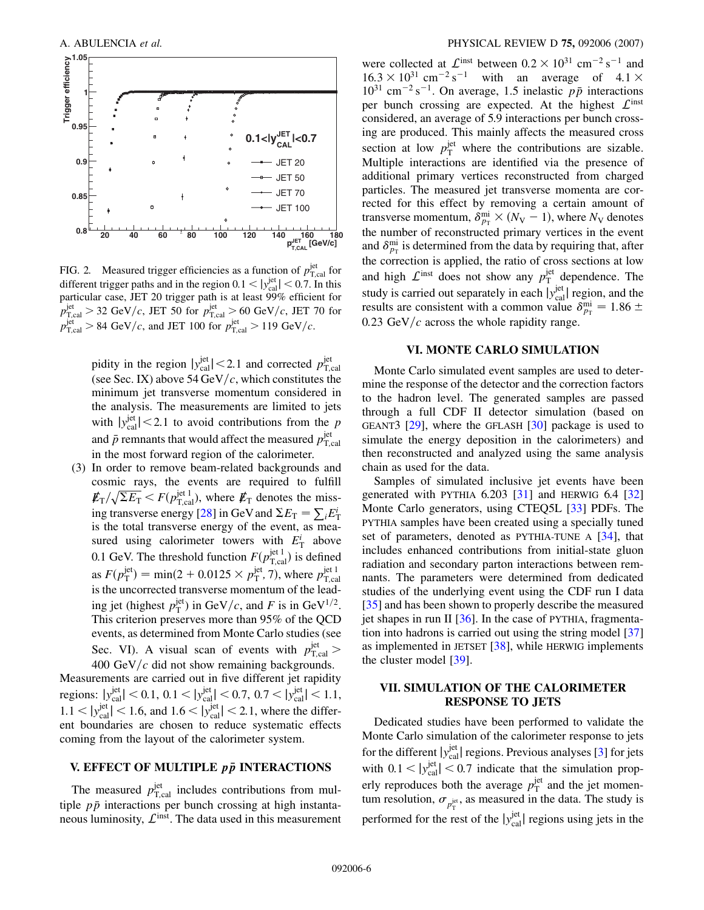FIG. 2. Measured trigger efficiencies as a function of $p_{T,cal}^{jet}$ for different trigger paths and in the region $0.1 < |y_{cal}^{jet}| < 0.7$. In this particular case, JET 20 trigger path is at least 99% efficient for $p_{T,cal}^{jet} > 32$ GeV/$c$, JET 50 for $p_{T,cal}^{jet} > 60$ GeV/$c$, JET 70 for $p_{T,cal}^{jet} > 84$ GeV/$c$, and JET 100 for $p_{T,cal}^{jet} > 119$ GeV/$c$.

pidity in the region $|y_{cal}^{jet}| < 2.1$ and corrected $p_{T,cal}^{jet}$ (see Sec. IX) above 54 GeV/$c$, which constitutes the minimum jet transverse momentum considered in the analysis. The measurements are limited to jets with $|y_{cal}^{jet}| < 2.1$ to avoid contributions from the $p$ and $\bar{p}$ remnants that would affect the measured $p_{T,cal}^{jet}$ in the most forward region of the calorimeter.

(3) In order to remove beam-related backgrounds and cosmic rays, the events are required to fulfill $\not{E}_T/\sqrt{\Sigma E_T} < F(p_{T,cal}^{jet\,1})$, where $\not{E}_T$ denotes the missing transverse energy [28] in GeV and $\Sigma E_T = \sum_i E_T^i$ is the total transverse energy of the event, as measured using calorimeter towers with $E_T^i$ above 0.1 GeV. The threshold function $F(p_{T,cal}^{jet\,1})$ is defined as $F(p_T^{jet}) = \min(2 + 0.0125 \times p_T^{jet}, 7)$, where $p_{T,cal}^{jet\,1}$ is the uncorrected transverse momentum of the leading jet (highest $p_T^{jet}$) in GeV/$c$, and $F$ is in GeV$^{1/2}$. This criterion preserves more than 95% of the QCD events, as determined from Monte Carlo studies (see Sec. VI). A visual scan of events with $p_{T,cal}^{jet} > 400$ GeV/$c$ did not show remaining backgrounds.

Measurements are carried out in five different jet rapidity regions: $|y_{cal}^{jet}| < 0.1$, $0.1 < |y_{cal}^{jet}| < 0.7$, $0.7 < |y_{cal}^{jet}| < 1.1$, $1.1 < |y_{cal}^{jet}| < 1.6$, and $1.6 < |y_{cal}^{jet}| < 2.1$, where the different boundaries are chosen to reduce systematic effects coming from the layout of the calorimeter system.

## V. EFFECT OF MULTIPLE $p\bar{p}$ INTERACTIONS

The measured $p_{T,cal}^{jet}$ includes contributions from multiple $p\bar{p}$ interactions per bunch crossing at high instantaneous luminosity, $\mathcal{L}^{inst}$. The data used in this measurement were collected at $\mathcal{L}^{inst}$ between $0.2 \times 10^{31}$ cm$^{-2}$ s$^{-1}$ and $16.3 \times 10^{31}$ cm$^{-2}$ s$^{-1}$ with an average of $4.1 \times 10^{31}$ cm$^{-2}$ s$^{-1}$. On average, 1.5 inelastic $p\bar{p}$ interactions per bunch crossing are expected. At the highest $\mathcal{L}^{inst}$ considered, an average of 5.9 interactions per bunch crossing are produced. This mainly affects the measured cross section at low $p_T^{jet}$ where the contributions are sizable. Multiple interactions are identified via the presence of additional primary vertices reconstructed from charged particles. The measured jet transverse momenta are corrected for this effect by removing a certain amount of transverse momentum, $\delta_{p_T}^{mi} \times (N_V - 1)$, where $N_V$ denotes the number of reconstructed primary vertices in the event and $\delta_{p_T}^{mi}$ is determined from the data by requiring that, after the correction is applied, the ratio of cross sections at low and high $\mathcal{L}^{inst}$ does not show any $p_T^{jet}$ dependence. The study is carried out separately in each $|y_{cal}^{jet}|$ region, and the results are consistent with a common value $\delta_{p_T}^{mi} = 1.86 \pm 0.23$ GeV/$c$ across the whole rapidity range.

## VI. MONTE CARLO SIMULATION

Monte Carlo simulated event samples are used to determine the response of the detector and the correction factors to the hadron level. The generated samples are passed through a full CDF II detector simulation (based on GEANT3 [29], where the GFLASH [30] package is used to simulate the energy deposition in the calorimeters) and then reconstructed and analyzed using the same analysis chain as used for the data.

Samples of simulated inclusive jet events have been generated with PYTHIA 6.203 [31] and HERWIG 6.4 [32] Monte Carlo generators, using CTEQ5L [33] PDFs. The PYTHIA samples have been created using a specially tuned set of parameters, denoted as PYTHIA-TUNE A [34], that includes enhanced contributions from initial-state gluon radiation and secondary parton interactions between remnants. The parameters were determined from dedicated studies of the underlying event using the CDF run I data [35] and has been shown to properly describe the measured jet shapes in run II [36]. In the case of PYTHIA, fragmentation into hadrons is carried out using the string model [37] as implemented in JETSET [38], while HERWIG implements the cluster model [39].

## VII. SIMULATION OF THE CALORIMETER RESPONSE TO JETS

Dedicated studies have been performed to validate the Monte Carlo simulation of the calorimeter response to jets for the different $|y_{cal}^{jet}|$ regions. Previous analyses [3] for jets with $0.1 < |y_{cal}^{jet}| < 0.7$ indicate that the simulation properly reproduces both the average $p_T^{jet}$ and the jet momentum resolution, $\sigma_{p_T^{jet}}$, as measured in the data. The study is performed for the rest of the $|y_{cal}^{jet}|$ regions using jets in the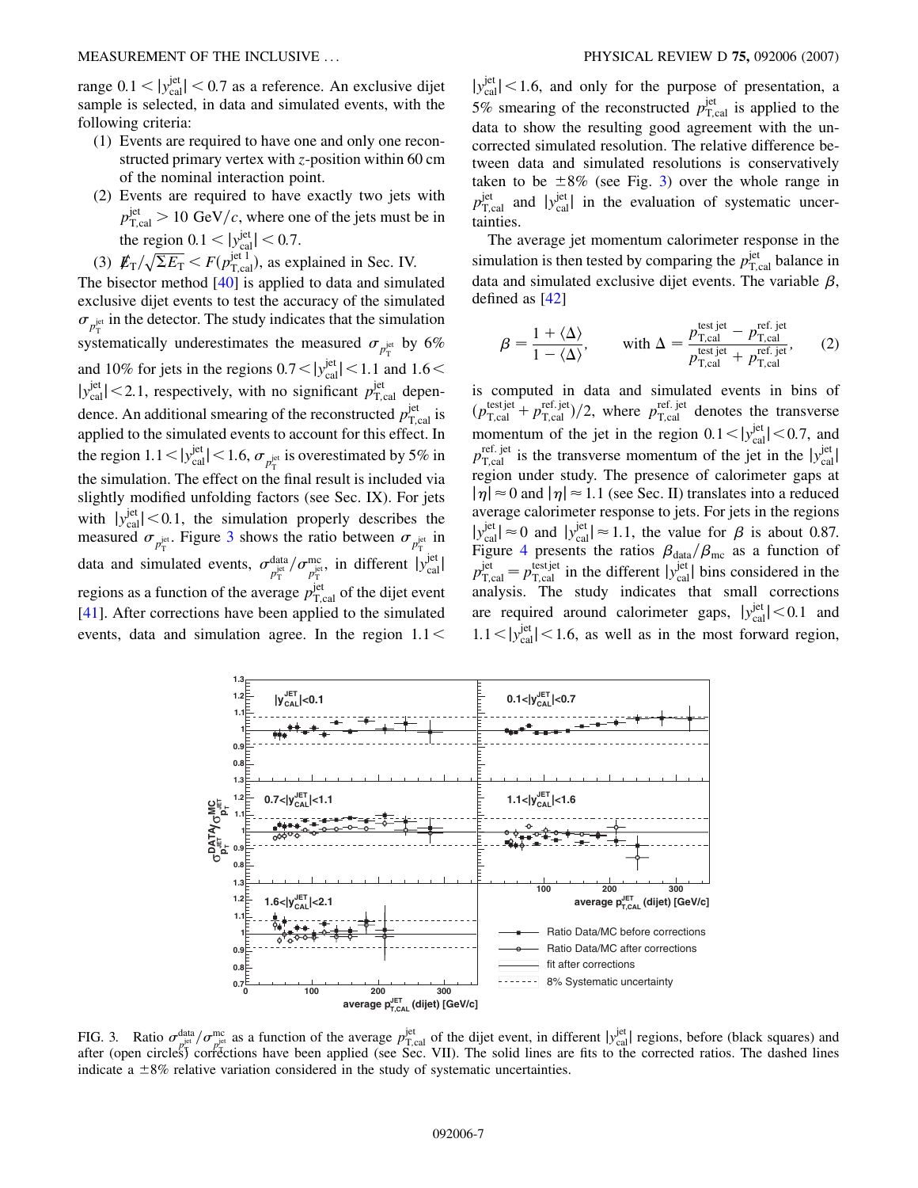range $0.1 < |y_{\rm cal}^{\rm jet}| < 0.7$ as a reference. An exclusive dijet sample is selected, in data and simulated events, with the following criteria:

(1) Events are required to have one and only one reconstructed primary vertex with $z$-position within 60 cm of the nominal interaction point.

(2) Events are required to have exactly two jets with $p_{\rm T,cal}^{\rm jet} > 10$ GeV/$c$, where one of the jets must be in the region $0.1 < |y_{\rm cal}^{\rm jet}| < 0.7$.

(3) $\not{E}_{\rm T}/\sqrt{\Sigma E_{\rm T}} < F(p_{\rm T,cal}^{\rm jet\ 1})$, as explained in Sec. IV.

The bisector method [40] is applied to data and simulated exclusive dijet events to test the accuracy of the simulated $\sigma_{p_{\rm T}^{\rm jet}}$ in the detector. The study indicates that the simulation systematically underestimates the measured $\sigma_{p_{\rm T}^{\rm jet}}$ by 6% and 10% for jets in the regions $0.7 < |y_{\rm cal}^{\rm jet}| < 1.1$ and $1.6 < |y_{\rm cal}^{\rm jet}| < 2.1$, respectively, with no significant $p_{\rm T,cal}^{\rm jet}$ dependence. An additional smearing of the reconstructed $p_{\rm T,cal}^{\rm jet}$ is applied to the simulated events to account for this effect. In the region $1.1 < |y_{\rm cal}^{\rm jet}| < 1.6$, $\sigma_{p_{\rm T}^{\rm jet}}$ is overestimated by 5% in the simulation. The effect on the final result is included via slightly modified unfolding factors (see Sec. IX). For jets with $|y_{\rm cal}^{\rm jet}| < 0.1$, the simulation properly describes the measured $\sigma_{p_{\rm T}^{\rm jet}}$. Figure 3 shows the ratio between $\sigma_{p_{\rm T}^{\rm jet}}$ in data and simulated events, $\sigma_{p_{\rm T}^{\rm jet}}^{\rm data}/\sigma_{p_{\rm T}^{\rm jet}}^{\rm mc}$, in different $|y_{\rm cal}^{\rm jet}|$ regions as a function of the average $p_{\rm T,cal}^{\rm jet}$ of the dijet event [41]. After corrections have been applied to the simulated events, data and simulation agree. In the region $1.1 < |y_{\rm cal}^{\rm jet}| < 1.6$, and only for the purpose of presentation, a 5% smearing of the reconstructed $p_{\rm T,cal}^{\rm jet}$ is applied to the data to show the resulting good agreement with the uncorrected simulated resolution. The relative difference between data and simulated resolutions is conservatively taken to be $\pm 8\%$ (see Fig. 3) over the whole range in $p_{\rm T,cal}^{\rm jet}$ and $|y_{\rm cal}^{\rm jet}|$ in the evaluation of systematic uncertainties.

The average jet momentum calorimeter response in the simulation is then tested by comparing the $p_{\rm T,cal}^{\rm jet}$ balance in data and simulated exclusive dijet events. The variable $\beta$, defined as [42]

$$\beta = \frac{1 + \langle\Delta\rangle}{1 - \langle\Delta\rangle}, \qquad \text{with } \Delta = \frac{p_{\rm T,cal}^{\rm test\ jet} - p_{\rm T,cal}^{\rm ref.\ jet}}{p_{\rm T,cal}^{\rm test\ jet} + p_{\rm T,cal}^{\rm ref.\ jet}}, \tag{2}$$

is computed in data and simulated events in bins of $(p_{\rm T,cal}^{\rm test\,jet} + p_{\rm T,cal}^{\rm ref.\,jet})/2$, where $p_{\rm T,cal}^{\rm ref.\ jet}$ denotes the transverse momentum of the jet in the region $0.1 < |y_{\rm cal}^{\rm jet}| < 0.7$, and $p_{\rm T,cal}^{\rm ref.\ jet}$ is the transverse momentum of the jet in the $|y_{\rm cal}^{\rm jet}|$ region under study. The presence of calorimeter gaps at $|\eta| \approx 0$ and $|\eta| \approx 1.1$ (see Sec. II) translates into a reduced average calorimeter response to jets. For jets in the regions $|y_{\rm cal}^{\rm jet}| \approx 0$ and $|y_{\rm cal}^{\rm jet}| \approx 1.1$, the value for $\beta$ is about 0.87. Figure 4 presents the ratios $\beta_{\rm data}/\beta_{\rm mc}$ as a function of $p_{\rm T,cal}^{\rm jet} = p_{\rm T,cal}^{\rm test\,jet}$ in the different $|y_{\rm cal}^{\rm jet}|$ bins considered in the analysis. The study indicates that small corrections are required around calorimeter gaps, $|y_{\rm cal}^{\rm jet}| < 0.1$ and $1.1 < |y_{\rm cal}^{\rm jet}| < 1.6$, as well as in the most forward region,

FIG. 3. Ratio $\sigma_{p_{\rm T}^{\rm jet}}^{\rm data}/\sigma_{p_{\rm T}^{\rm jet}}^{\rm mc}$ as a function of the average $p_{\rm T,cal}^{\rm jet}$ of the dijet event, in different $|y_{\rm cal}^{\rm jet}|$ regions, before (black squares) and after (open circles) corrections have been applied (see Sec. VII). The solid lines are fits to the corrected ratios. The dashed lines indicate a $\pm 8\%$ relative variation considered in the study of systematic uncertainties.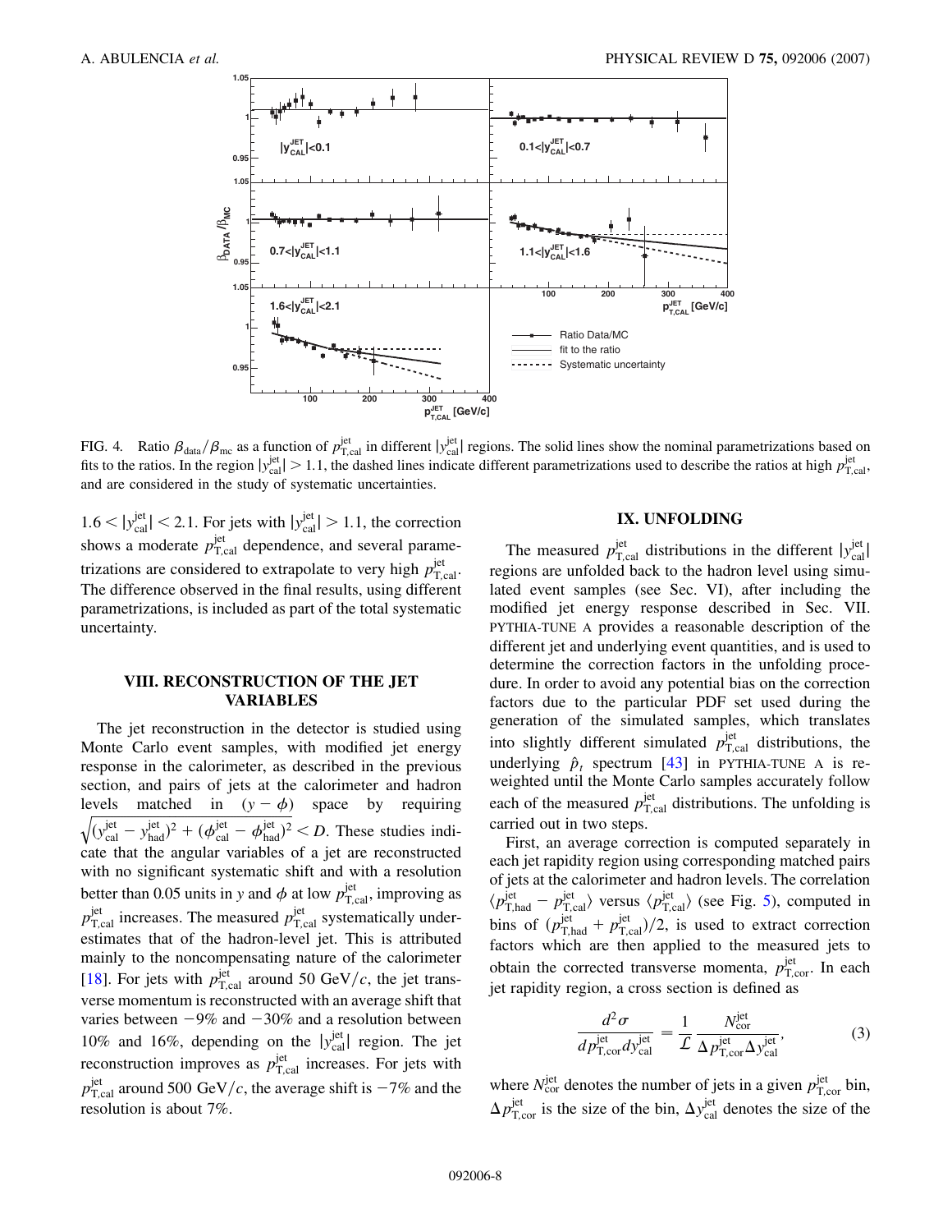FIG. 4. Ratio $\beta_{\rm data}/\beta_{\rm mc}$ as a function of $p_{\rm T,cal}^{\rm jet}$ in different $|y_{\rm cal}^{\rm jet}|$ regions. The solid lines show the nominal parametrizations based on fits to the ratios. In the region $|y_{\rm cal}^{\rm jet}| > 1.1$, the dashed lines indicate different parametrizations used to describe the ratios at high $p_{\rm T,cal}^{\rm jet}$, and are considered in the study of systematic uncertainties.

$1.6 < |y_{\rm cal}^{\rm jet}| < 2.1$. For jets with $|y_{\rm cal}^{\rm jet}| > 1.1$, the correction shows a moderate $p_{\rm T,cal}^{\rm jet}$ dependence, and several parametrizations are considered to extrapolate to very high $p_{\rm T,cal}^{\rm jet}$. The difference observed in the final results, using different parametrizations, is included as part of the total systematic uncertainty.

## VIII. RECONSTRUCTION OF THE JET VARIABLES

The jet reconstruction in the detector is studied using Monte Carlo event samples, with modified jet energy response in the calorimeter, as described in the previous section, and pairs of jets at the calorimeter and hadron levels matched in $(y - \phi)$ space by requiring $\sqrt{(y_{\rm cal}^{\rm jet} - y_{\rm had}^{\rm jet})^2 + (\phi_{\rm cal}^{\rm jet} - \phi_{\rm had}^{\rm jet})^2} < D$. These studies indicate that the angular variables of a jet are reconstructed with no significant systematic shift and with a resolution better than 0.05 units in $y$ and $\phi$ at low $p_{\rm T,cal}^{\rm jet}$, improving as $p_{\rm T,cal}^{\rm jet}$ increases. The measured $p_{\rm T,cal}^{\rm jet}$ systematically underestimates that of the hadron-level jet. This is attributed mainly to the noncompensating nature of the calorimeter [18]. For jets with $p_{\rm T,cal}^{\rm jet}$ around 50 GeV/$c$, the jet transverse momentum is reconstructed with an average shift that varies between $-9\%$ and $-30\%$ and a resolution between 10% and 16%, depending on the $|y_{\rm cal}^{\rm jet}|$ region. The jet reconstruction improves as $p_{\rm T,cal}^{\rm jet}$ increases. For jets with $p_{\rm T,cal}^{\rm jet}$ around 500 GeV/$c$, the average shift is $-7\%$ and the resolution is about 7%.

## IX. UNFOLDING

The measured $p_{\rm T,cal}^{\rm jet}$ distributions in the different $|y_{\rm cal}^{\rm jet}|$ regions are unfolded back to the hadron level using simulated event samples (see Sec. VI), after including the modified jet energy response described in Sec. VII. PYTHIA-TUNE A provides a reasonable description of the different jet and underlying event quantities, and is used to determine the correction factors in the unfolding procedure. In order to avoid any potential bias on the correction factors due to the particular PDF set used during the generation of the simulated samples, which translates into slightly different simulated $p_{\rm T,cal}^{\rm jet}$ distributions, the underlying $\hat{p}_t$ spectrum [43] in PYTHIA-TUNE A is reweighted until the Monte Carlo samples accurately follow each of the measured $p_{\rm T,cal}^{\rm jet}$ distributions. The unfolding is carried out in two steps.

First, an average correction is computed separately in each jet rapidity region using corresponding matched pairs of jets at the calorimeter and hadron levels. The correlation $\langle p_{\rm T,had}^{\rm jet} - p_{\rm T,cal}^{\rm jet}\rangle$ versus $\langle p_{\rm T,cal}^{\rm jet}\rangle$ (see Fig. 5), computed in bins of $(p_{\rm T,had}^{\rm jet} + p_{\rm T,cal}^{\rm jet})/2$, is used to extract correction factors which are then applied to the measured jets to obtain the corrected transverse momenta, $p_{\rm T,cor}^{\rm jet}$. In each jet rapidity region, a cross section is defined as

$$\frac{d^2\sigma}{dp_{\rm T,cor}^{\rm jet} dy_{\rm cal}^{\rm jet}} = \frac{1}{\mathcal{L}} \frac{N_{\rm cor}^{\rm jet}}{\Delta p_{\rm T,cor}^{\rm jet} \Delta y_{\rm cal}^{\rm jet}}, \tag{3}$$

where $N_{\rm cor}^{\rm jet}$ denotes the number of jets in a given $p_{\rm T,cor}^{\rm jet}$ bin, $\Delta p_{\rm T,cor}^{\rm jet}$ is the size of the bin, $\Delta y_{\rm cal}^{\rm jet}$ denotes the size of the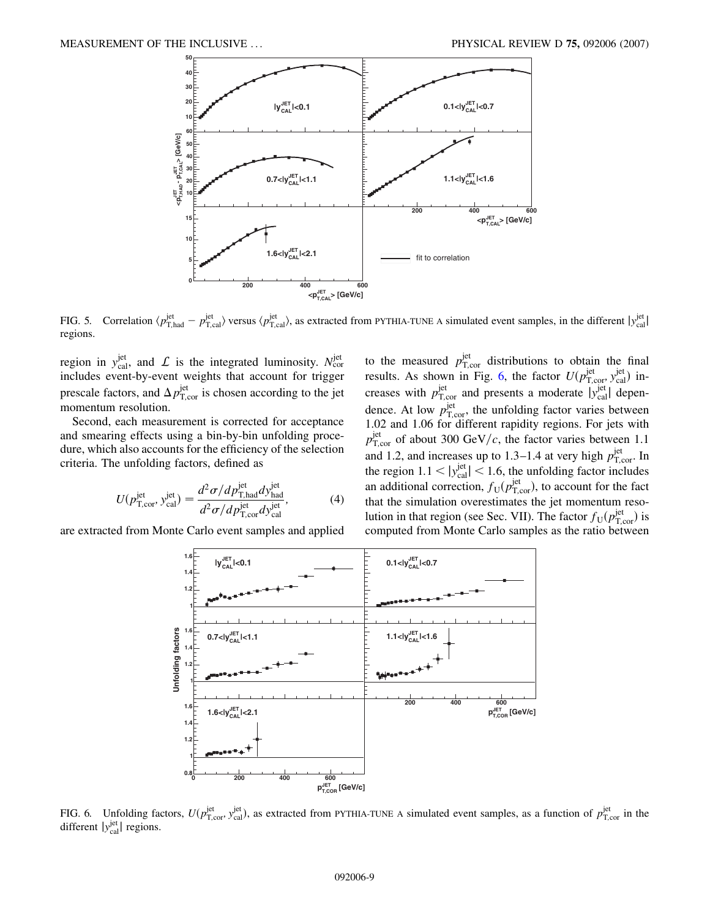FIG. 5. Correlation $\langle p_{\rm T,had}^{\rm jet} - p_{\rm T,cal}^{\rm jet} \rangle$ versus $\langle p_{\rm T,cal}^{\rm jet} \rangle$, as extracted from PYTHIA-TUNE A simulated event samples, in the different $|y_{\rm cal}^{\rm jet}|$ regions.

region in $y_{\rm cal}^{\rm jet}$, and $\mathcal{L}$ is the integrated luminosity. $N_{\rm cor}^{\rm jet}$ includes event-by-event weights that account for trigger prescale factors, and $\Delta p_{\rm T,cor}^{\rm jet}$ is chosen according to the jet momentum resolution.

Second, each measurement is corrected for acceptance and smearing effects using a bin-by-bin unfolding procedure, which also accounts for the efficiency of the selection criteria. The unfolding factors, defined as

$$U(p_{\rm T,cor}^{\rm jet}, y_{\rm cal}^{\rm jet}) = \frac{d^2\sigma/dp_{\rm T,had}^{\rm jet} dy_{\rm had}^{\rm jet}}{d^2\sigma/dp_{\rm T,cor}^{\rm jet} dy_{\rm cal}^{\rm jet}}, \tag{4}$$

are extracted from Monte Carlo event samples and applied to the measured $p_{\rm T,cor}^{\rm jet}$ distributions to obtain the final results. As shown in Fig. 6, the factor $U(p_{\rm T,cor}^{\rm jet}, y_{\rm cal}^{\rm jet})$ increases with $p_{\rm T,cor}^{\rm jet}$ and presents a moderate $|y_{\rm cal}^{\rm jet}|$ dependence. At low $p_{\rm T,cor}^{\rm jet}$, the unfolding factor varies between 1.02 and 1.06 for different rapidity regions. For jets with $p_{\rm T,cor}^{\rm jet}$ of about 300 GeV/$c$, the factor varies between 1.1 and 1.2, and increases up to 1.3–1.4 at very high $p_{\rm T,cor}^{\rm jet}$. In the region $1.1 < |y_{\rm cal}^{\rm jet}| < 1.6$, the unfolding factor includes an additional correction, $f_{\rm U}(p_{\rm T,cor}^{\rm jet})$, to account for the fact that the simulation overestimates the jet momentum resolution in that region (see Sec. VII). The factor $f_{\rm U}(p_{\rm T,cor}^{\rm jet})$ is computed from Monte Carlo samples as the ratio between

FIG. 6. Unfolding factors, $U(p_{\rm T,cor}^{\rm jet}, y_{\rm cal}^{\rm jet})$, as extracted from PYTHIA-TUNE A simulated event samples, as a function of $p_{\rm T,cor}^{\rm jet}$ in the different $|y_{\rm cal}^{\rm jet}|$ regions.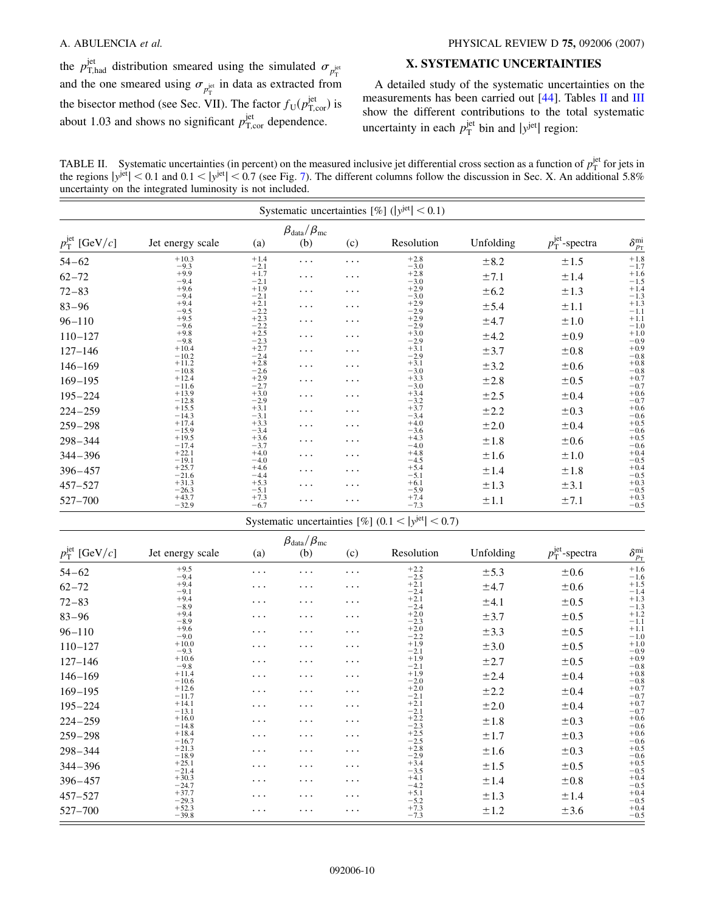the $p_{T,had}^{jet}$ distribution smeared using the simulated $\sigma_{p_T^{jet}}$ and the one smeared using $\sigma_{p_T^{jet}}$ in data as extracted from the bisector method (see Sec. VII). The factor $f_U(p_{T,cor}^{jet})$ is about 1.03 and shows no significant $p_{T,cor}^{jet}$ dependence.

## X. SYSTEMATIC UNCERTAINTIES

A detailed study of the systematic uncertainties on the measurements has been carried out [44]. Tables II and III show the different contributions to the total systematic uncertainty in each $p_T^{jet}$ bin and $|y^{jet}|$ region:

TABLE II. Systematic uncertainties (in percent) on the measured inclusive jet differential cross section as a function of $p_T^{jet}$ for jets in the regions $|y^{jet}| < 0.1$ and $0.1 < |y^{jet}| < 0.7$ (see Fig. 7). The different columns follow the discussion in Sec. X. An additional 5.8% uncertainty on the integrated luminosity is not included.

| Systematic uncertainties [%] ($\lvert y^{jet}\rvert < 0.1$) | | | | | | | | |
|---|---|---|---|---|---|---|---|---|
| | | | $\beta_{data}/\beta_{mc}$ | | | | | |
| $p_T^{jet}$ [GeV/$c$] | Jet energy scale | (a) | (b) | (c) | Resolution | Unfolding | $p_T^{jet}$-spectra | $\delta_{p_T}^{mi}$ |
| 54–62 | $^{+10.3}_{-9.3}$ | $^{+1.4}_{-2.1}$ | ... | ... | $^{+2.8}_{-3.0}$ | ±8.2 | ±1.5 | $^{+1.8}_{-1.7}$ |
| 62–72 | $^{+9.9}_{-9.4}$ | $^{+1.7}_{-2.1}$ | ... | ... | $^{+2.8}_{-3.0}$ | ±7.1 | ±1.4 | $^{+1.6}_{-1.5}$ |
| 72–83 | $^{+9.6}_{-9.4}$ | $^{+1.9}_{-2.1}$ | ... | ... | $^{+2.9}_{-3.0}$ | ±6.2 | ±1.3 | $^{+1.4}_{-1.3}$ |
| 83–96 | $^{+9.4}_{-9.5}$ | $^{+2.1}_{-2.2}$ | ... | ... | $^{+2.9}_{-2.9}$ | ±5.4 | ±1.1 | $^{+1.3}_{-1.1}$ |
| 96–110 | $^{+9.5}_{-9.6}$ | $^{+2.3}_{-2.2}$ | ... | ... | $^{+2.9}_{-2.9}$ | ±4.7 | ±1.0 | $^{+1.1}_{-1.0}$ |
| 110–127 | $^{+9.8}_{-9.8}$ | $^{+2.5}_{-2.3}$ | ... | ... | $^{+3.0}_{-2.9}$ | ±4.2 | ±0.9 | $^{+1.0}_{-0.9}$ |
| 127–146 | $^{+10.4}_{-10.2}$ | $^{+2.7}_{-2.4}$ | ... | ... | $^{+3.1}_{-2.9}$ | ±3.7 | ±0.8 | $^{+0.9}_{-0.8}$ |
| 146–169 | $^{+11.2}_{-10.8}$ | $^{+2.8}_{-2.6}$ | ... | ... | $^{+3.1}_{-3.0}$ | ±3.2 | ±0.6 | $^{+0.8}_{-0.8}$ |
| 169–195 | $^{+12.4}_{-11.6}$ | $^{+2.9}_{-2.7}$ | ... | ... | $^{+3.3}_{-3.0}$ | ±2.8 | ±0.5 | $^{+0.7}_{-0.7}$ |
| 195–224 | $^{+13.9}_{-12.8}$ | $^{+3.0}_{-2.9}$ | ... | ... | $^{+3.4}_{-3.2}$ | ±2.5 | ±0.4 | $^{+0.6}_{-0.7}$ |
| 224–259 | $^{+15.5}_{-14.3}$ | $^{+3.1}_{-3.1}$ | ... | ... | $^{+3.7}_{-3.4}$ | ±2.2 | ±0.3 | $^{+0.6}_{-0.6}$ |
| 259–298 | $^{+17.4}_{-15.9}$ | $^{+3.3}_{-3.4}$ | ... | ... | $^{+4.0}_{-3.6}$ | ±2.0 | ±0.4 | $^{+0.5}_{-0.6}$ |
| 298–344 | $^{+19.5}_{-17.4}$ | $^{+3.6}_{-3.7}$ | ... | ... | $^{+4.3}_{-4.0}$ | ±1.8 | ±0.6 | $^{+0.5}_{-0.6}$ |
| 344–396 | $^{+22.1}_{-19.1}$ | $^{+4.0}_{-4.0}$ | ... | ... | $^{+4.8}_{-4.5}$ | ±1.6 | ±1.0 | $^{+0.4}_{-0.5}$ |
| 396–457 | $^{+25.7}_{-21.6}$ | $^{+4.6}_{-4.4}$ | ... | ... | $^{+5.4}_{-5.1}$ | ±1.4 | ±1.8 | $^{+0.4}_{-0.5}$ |
| 457–527 | $^{+31.3}_{-26.3}$ | $^{+5.3}_{-5.1}$ | ... | ... | $^{+6.1}_{-5.9}$ | ±1.3 | ±3.1 | $^{+0.3}_{-0.5}$ |
| 527–700 | $^{+43.7}_{-32.9}$ | $^{+7.3}_{-6.7}$ | ... | ... | $^{+7.4}_{-7.3}$ | ±1.1 | ±7.1 | $^{+0.3}_{-0.5}$ |

| Systematic uncertainties [%] ($0.1 < \lvert y^{jet}\rvert < 0.7$) | | | | | | | | |
|---|---|---|---|---|---|---|---|---|
| | | | $\beta_{data}/\beta_{mc}$ | | | | | |
| $p_T^{jet}$ [GeV/$c$] | Jet energy scale | (a) | (b) | (c) | Resolution | Unfolding | $p_T^{jet}$-spectra | $\delta_{p_T}^{mi}$ |
| 54–62 | $^{+9.5}_{-9.4}$ | ... | ... | ... | $^{+2.2}_{-2.5}$ | ±5.3 | ±0.6 | $^{+1.6}_{-1.6}$ |
| 62–72 | $^{+9.4}_{-9.1}$ | ... | ... | ... | $^{+2.1}_{-2.4}$ | ±4.7 | ±0.6 | $^{+1.5}_{-1.4}$ |
| 72–83 | $^{+9.4}_{-8.9}$ | ... | ... | ... | $^{+2.1}_{-2.4}$ | ±4.1 | ±0.5 | $^{+1.3}_{-1.3}$ |
| 83–96 | $^{+9.4}_{-8.9}$ | ... | ... | ... | $^{+2.0}_{-2.3}$ | ±3.7 | ±0.5 | $^{+1.2}_{-1.1}$ |
| 96–110 | $^{+9.6}_{-9.0}$ | ... | ... | ... | $^{+2.0}_{-2.2}$ | ±3.3 | ±0.5 | $^{+1.1}_{-1.0}$ |
| 110–127 | $^{+10.0}_{-9.3}$ | ... | ... | ... | $^{+1.9}_{-2.1}$ | ±3.0 | ±0.5 | $^{+1.0}_{-0.9}$ |
| 127–146 | $^{+10.6}_{-9.8}$ | ... | ... | ... | $^{+1.9}_{-2.1}$ | ±2.7 | ±0.5 | $^{+0.9}_{-0.8}$ |
| 146–169 | $^{+11.4}_{-10.6}$ | ... | ... | ... | $^{+1.9}_{-2.0}$ | ±2.4 | ±0.4 | $^{+0.8}_{-0.8}$ |
| 169–195 | $^{+12.6}_{-11.7}$ | ... | ... | ... | $^{+2.0}_{-2.1}$ | ±2.2 | ±0.4 | $^{+0.7}_{-0.7}$ |
| 195–224 | $^{+14.1}_{-13.1}$ | ... | ... | ... | $^{+2.1}_{-2.1}$ | ±2.0 | ±0.4 | $^{+0.7}_{-0.7}$ |
| 224–259 | $^{+16.0}_{-14.8}$ | ... | ... | ... | $^{+2.2}_{-2.3}$ | ±1.8 | ±0.3 | $^{+0.6}_{-0.6}$ |
| 259–298 | $^{+18.4}_{-16.7}$ | ... | ... | ... | $^{+2.5}_{-2.5}$ | ±1.7 | ±0.3 | $^{+0.6}_{-0.6}$ |
| 298–344 | $^{+21.3}_{-18.9}$ | ... | ... | ... | $^{+2.8}_{-2.9}$ | ±1.6 | ±0.3 | $^{+0.5}_{-0.6}$ |
| 344–396 | $^{+25.1}_{-21.4}$ | ... | ... | ... | $^{+3.4}_{-3.5}$ | ±1.5 | ±0.5 | $^{+0.5}_{-0.5}$ |
| 396–457 | $^{+30.3}_{-24.7}$ | ... | ... | ... | $^{+4.1}_{-4.2}$ | ±1.4 | ±0.8 | $^{+0.4}_{-0.5}$ |
| 457–527 | $^{+37.7}_{-29.3}$ | ... | ... | ... | $^{+5.1}_{-5.2}$ | ±1.3 | ±1.4 | $^{+0.4}_{-0.5}$ |
| 527–700 | $^{+52.3}_{-39.8}$ | ... | ... | ... | $^{+7.3}_{-7.3}$ | ±1.2 | ±3.6 | $^{+0.4}_{-0.5}$ |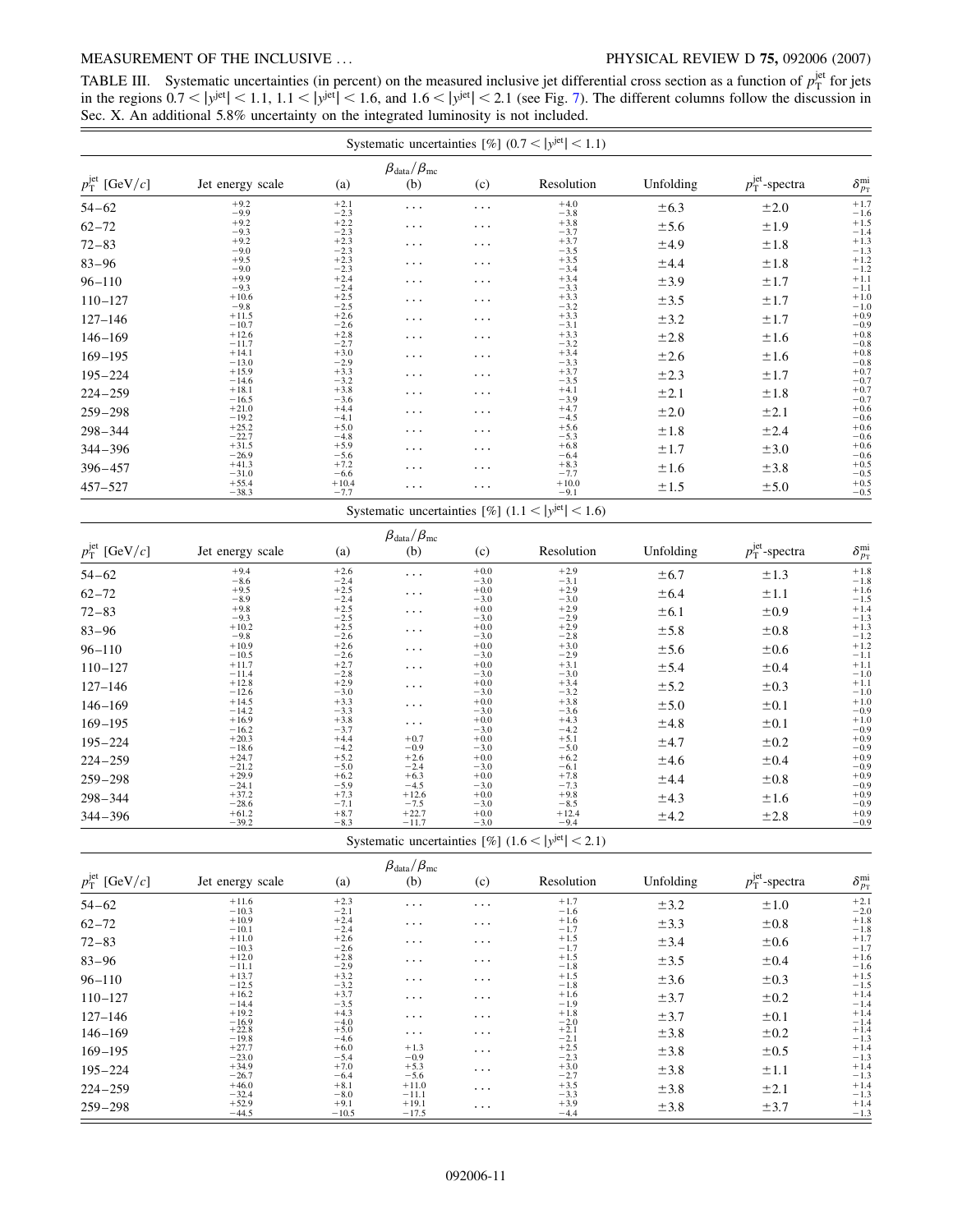TABLE III. Systematic uncertainties (in percent) on the measured inclusive jet differential cross section as a function of $p_T^{\rm jet}$ for jets in the regions $0.7 < |y^{\rm jet}| < 1.1$, $1.1 < |y^{\rm jet}| < 1.6$, and $1.6 < |y^{\rm jet}| < 2.1$ (see Fig. 7). The different columns follow the discussion in Sec. X. An additional 5.8% uncertainty on the integrated luminosity is not included.

Systematic uncertainties [%] ($0.7 < |y^{\rm jet}| < 1.1$)

| $p_T^{\rm jet}$ [GeV/$c$] | Jet energy scale | $\beta_{\rm data}/\beta_{\rm mc}$ (a) | (b) | (c) | Resolution | Unfolding | $p_T^{\rm jet}$-spectra | $\delta_{p_T}^{\rm mi}$ |
|---|---|---|---|---|---|---|---|---|
| 54–62 | $^{+9.2}_{-9.9}$ | $^{+2.1}_{-2.3}$ | ... | ... | $^{+4.0}_{-3.8}$ | ±6.3 | ±2.0 | $^{+1.7}_{-1.6}$ |
| 62–72 | $^{+9.2}_{-9.3}$ | $^{+2.2}_{-2.3}$ | ... | ... | $^{+3.8}_{-3.7}$ | ±5.6 | ±1.9 | $^{+1.5}_{-1.4}$ |
| 72–83 | $^{+9.2}_{-9.0}$ | $^{+2.3}_{-2.3}$ | ... | ... | $^{+3.7}_{-3.5}$ | ±4.9 | ±1.8 | $^{+1.3}_{-1.3}$ |
| 83–96 | $^{+9.5}_{-9.0}$ | $^{+2.3}_{-2.3}$ | ... | ... | $^{+3.5}_{-3.4}$ | ±4.4 | ±1.8 | $^{+1.2}_{-1.2}$ |
| 96–110 | $^{+9.9}_{-9.3}$ | $^{+2.4}_{-2.4}$ | ... | ... | $^{+3.4}_{-3.3}$ | ±3.9 | ±1.7 | $^{+1.1}_{-1.1}$ |
| 110–127 | $^{+10.6}_{-9.8}$ | $^{+2.5}_{-2.5}$ | ... | ... | $^{+3.3}_{-3.2}$ | ±3.5 | ±1.7 | $^{+1.0}_{-1.0}$ |
| 127–146 | $^{+11.5}_{-10.7}$ | $^{+2.6}_{-2.6}$ | ... | ... | $^{+3.3}_{-3.1}$ | ±3.2 | ±1.7 | $^{+0.9}_{-0.9}$ |
| 146–169 | $^{+12.6}_{-11.7}$ | $^{+2.8}_{-2.7}$ | ... | ... | $^{+3.3}_{-3.2}$ | ±2.8 | ±1.6 | $^{+0.8}_{-0.8}$ |
| 169–195 | $^{+14.1}_{-13.0}$ | $^{+3.0}_{-2.9}$ | ... | ... | $^{+3.4}_{-3.3}$ | ±2.6 | ±1.6 | $^{+0.8}_{-0.8}$ |
| 195–224 | $^{+15.9}_{-14.6}$ | $^{+3.3}_{-3.2}$ | ... | ... | $^{+3.7}_{-3.5}$ | ±2.3 | ±1.7 | $^{+0.7}_{-0.7}$ |
| 224–259 | $^{+18.1}_{-16.5}$ | $^{+3.8}_{-3.6}$ | ... | ... | $^{+4.1}_{-3.9}$ | ±2.1 | ±1.8 | $^{+0.7}_{-0.7}$ |
| 259–298 | $^{+21.0}_{-19.2}$ | $^{+4.4}_{-4.1}$ | ... | ... | $^{+4.7}_{-4.5}$ | ±2.0 | ±2.1 | $^{+0.6}_{-0.6}$ |
| 298–344 | $^{+25.2}_{-22.7}$ | $^{+5.0}_{-4.8}$ | ... | ... | $^{+5.6}_{-5.3}$ | ±1.8 | ±2.4 | $^{+0.6}_{-0.6}$ |
| 344–396 | $^{+31.5}_{-26.9}$ | $^{+5.9}_{-5.6}$ | ... | ... | $^{+6.8}_{-6.4}$ | ±1.7 | ±3.0 | $^{+0.6}_{-0.6}$ |
| 396–457 | $^{+41.3}_{-31.0}$ | $^{+7.2}_{-6.6}$ | ... | ... | $^{+8.3}_{-7.7}$ | ±1.6 | ±3.8 | $^{+0.5}_{-0.5}$ |
| 457–527 | $^{+55.4}_{-38.3}$ | $^{+10.4}_{-7.7}$ | ... | ... | $^{+10.0}_{-9.1}$ | ±1.5 | ±5.0 | $^{+0.5}_{-0.5}$ |

Systematic uncertainties [%] ($1.1 < |y^{\rm jet}| < 1.6$)

| $p_T^{\rm jet}$ [GeV/$c$] | Jet energy scale | $\beta_{\rm data}/\beta_{\rm mc}$ (a) | (b) | (c) | Resolution | Unfolding | $p_T^{\rm jet}$-spectra | $\delta_{p_T}^{\rm mi}$ |
|---|---|---|---|---|---|---|---|---|
| 54–62 | $^{+9.4}_{-8.6}$ | $^{+2.6}_{-2.4}$ | ... | $^{+0.0}_{-3.0}$ | $^{+2.9}_{-3.1}$ | ±6.7 | ±1.3 | $^{+1.8}_{-1.8}$ |
| 62–72 | $^{+9.5}_{-8.9}$ | $^{+2.5}_{-2.4}$ | ... | $^{+0.0}_{-3.0}$ | $^{+2.9}_{-3.0}$ | ±6.4 | ±1.1 | $^{+1.6}_{-1.5}$ |
| 72–83 | $^{+9.8}_{-9.3}$ | $^{+2.5}_{-2.5}$ | ... | $^{+0.0}_{-3.0}$ | $^{+2.9}_{-2.9}$ | ±6.1 | ±0.9 | $^{+1.4}_{-1.3}$ |
| 83–96 | $^{+10.2}_{-9.8}$ | $^{+2.5}_{-2.6}$ | ... | $^{+0.0}_{-3.0}$ | $^{+2.9}_{-2.8}$ | ±5.8 | ±0.8 | $^{+1.3}_{-1.2}$ |
| 96–110 | $^{+10.9}_{-10.5}$ | $^{+2.6}_{-2.6}$ | ... | $^{+0.0}_{-3.0}$ | $^{+3.0}_{-2.9}$ | ±5.6 | ±0.6 | $^{+1.2}_{-1.1}$ |
| 110–127 | $^{+11.7}_{-11.4}$ | $^{+2.7}_{-2.8}$ | ... | $^{+0.0}_{-3.0}$ | $^{+3.1}_{-3.0}$ | ±5.4 | ±0.4 | $^{+1.1}_{-1.0}$ |
| 127–146 | $^{+12.8}_{-12.6}$ | $^{+2.9}_{-3.0}$ | ... | $^{+0.0}_{-3.0}$ | $^{+3.4}_{-3.2}$ | ±5.2 | ±0.3 | $^{+1.1}_{-1.0}$ |
| 146–169 | $^{+14.5}_{-14.2}$ | $^{+3.3}_{-3.3}$ | ... | $^{+0.0}_{-3.0}$ | $^{+3.8}_{-3.6}$ | ±5.0 | ±0.1 | $^{+1.0}_{-0.9}$ |
| 169–195 | $^{+16.9}_{-16.2}$ | $^{+3.8}_{-3.7}$ | ... | $^{+0.0}_{-3.0}$ | $^{+4.3}_{-4.2}$ | ±4.8 | ±0.1 | $^{+1.0}_{-0.9}$ |
| 195–224 | $^{+20.3}_{-18.6}$ | $^{+4.4}_{-4.2}$ | $^{+0.7}_{-0.9}$ | $^{+0.0}_{-3.0}$ | $^{+5.1}_{-5.0}$ | ±4.7 | ±0.2 | $^{+0.9}_{-0.9}$ |
| 224–259 | $^{+24.7}_{-21.2}$ | $^{+5.2}_{-5.0}$ | $^{+2.6}_{-2.4}$ | $^{+0.0}_{-3.0}$ | $^{+6.2}_{-6.1}$ | ±4.6 | ±0.4 | $^{+0.9}_{-0.9}$ |
| 259–298 | $^{+29.9}_{-24.1}$ | $^{+6.2}_{-5.9}$ | $^{+6.3}_{-4.5}$ | $^{+0.0}_{-3.0}$ | $^{+7.8}_{-7.3}$ | ±4.4 | ±0.8 | $^{+0.9}_{-0.9}$ |
| 298–344 | $^{+37.2}_{-28.6}$ | $^{+7.3}_{-7.1}$ | $^{+12.6}_{-7.5}$ | $^{+0.0}_{-3.0}$ | $^{+9.8}_{-8.5}$ | ±4.3 | ±1.6 | $^{+0.9}_{-0.9}$ |
| 344–396 | $^{+61.2}_{-39.2}$ | $^{+8.7}_{-8.3}$ | $^{+22.7}_{-11.7}$ | $^{+0.0}_{-3.0}$ | $^{+12.4}_{-9.4}$ | ±4.2 | ±2.8 | $^{+0.9}_{-0.9}$ |

Systematic uncertainties [%] ($1.6 < |y^{\rm jet}| < 2.1$)

| $p_T^{\rm jet}$ [GeV/$c$] | Jet energy scale | $\beta_{\rm data}/\beta_{\rm mc}$ (a) | (b) | (c) | Resolution | Unfolding | $p_T^{\rm jet}$-spectra | $\delta_{p_T}^{\rm mi}$ |
|---|---|---|---|---|---|---|---|---|
| 54–62 | $^{+11.6}_{-10.3}$ | $^{+2.3}_{-2.1}$ | ... | ... | $^{+1.7}_{-1.6}$ | ±3.2 | ±1.0 | $^{+2.1}_{-2.0}$ |
| 62–72 | $^{+10.9}_{-10.1}$ | $^{+2.4}_{-2.4}$ | ... | ... | $^{+1.6}_{-1.7}$ | ±3.3 | ±0.8 | $^{+1.8}_{-1.8}$ |
| 72–83 | $^{+11.0}_{-10.3}$ | $^{+2.6}_{-2.6}$ | ... | ... | $^{+1.5}_{-1.7}$ | ±3.4 | ±0.6 | $^{+1.7}_{-1.7}$ |
| 83–96 | $^{+12.0}_{-11.1}$ | $^{+2.8}_{-2.9}$ | ... | ... | $^{+1.5}_{-1.8}$ | ±3.5 | ±0.4 | $^{+1.6}_{-1.6}$ |
| 96–110 | $^{+13.7}_{-12.5}$ | $^{+3.2}_{-3.2}$ | ... | ... | $^{+1.5}_{-1.8}$ | ±3.6 | ±0.3 | $^{+1.5}_{-1.5}$ |
| 110–127 | $^{+16.2}_{-14.4}$ | $^{+3.7}_{-3.5}$ | ... | ... | $^{+1.6}_{-1.9}$ | ±3.7 | ±0.2 | $^{+1.4}_{-1.4}$ |
| 127–146 | $^{+19.2}_{-16.9}$ | $^{+4.3}_{-4.0}$ | ... | ... | $^{+1.8}_{-2.0}$ | ±3.7 | ±0.1 | $^{+1.4}_{-1.4}$ |
| 146–169 | $^{+22.8}_{-19.8}$ | $^{+5.0}_{-4.6}$ | ... | ... | $^{+2.1}_{-2.1}$ | ±3.8 | ±0.2 | $^{+1.4}_{-1.3}$ |
| 169–195 | $^{+27.7}_{-23.0}$ | $^{+6.0}_{-5.4}$ | $^{+1.3}_{-0.9}$ | ... | $^{+2.5}_{-2.3}$ | ±3.8 | ±0.5 | $^{+1.4}_{-1.3}$ |
| 195–224 | $^{+34.9}_{-26.7}$ | $^{+7.0}_{-6.4}$ | $^{+5.3}_{-5.6}$ | ... | $^{+3.0}_{-2.7}$ | ±3.8 | ±1.1 | $^{+1.4}_{-1.3}$ |
| 224–259 | $^{+46.0}_{-32.4}$ | $^{+8.1}_{-8.0}$ | $^{+11.0}_{-11.1}$ | ... | $^{+3.5}_{-3.3}$ | ±3.8 | ±2.1 | $^{+1.4}_{-1.3}$ |
| 259–298 | $^{+52.9}_{-44.5}$ | $^{+9.1}_{-10.5}$ | $^{+19.1}_{-17.5}$ | ... | $^{+3.9}_{-4.4}$ | ±3.8 | ±3.7 | $^{+1.4}_{-1.3}$ |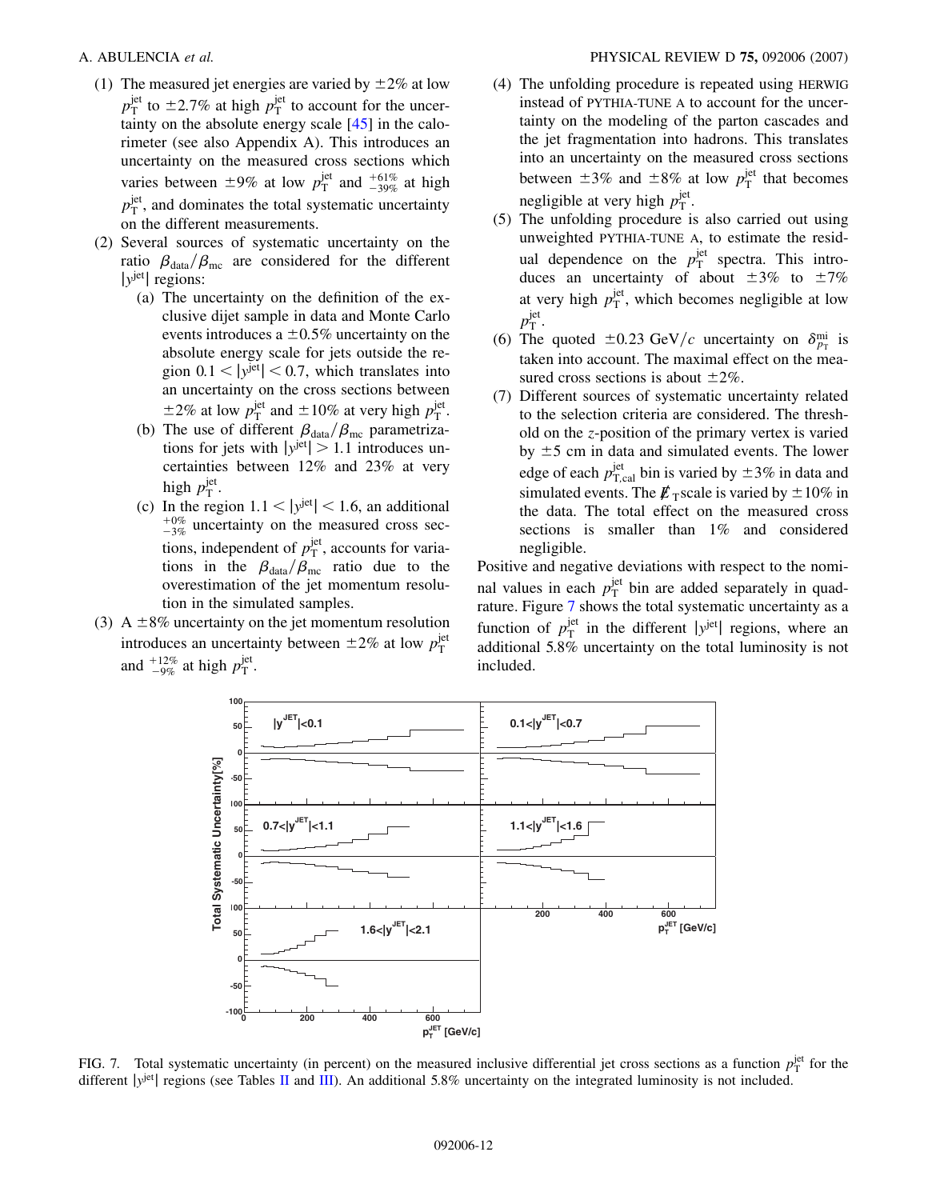(1) The measured jet energies are varied by $\pm 2\%$ at low $p_T^{jet}$ to $\pm 2.7\%$ at high $p_T^{jet}$ to account for the uncertainty on the absolute energy scale [45] in the calorimeter (see also Appendix A). This introduces an uncertainty on the measured cross sections which varies between $\pm 9\%$ at low $p_T^{jet}$ and $^{+61\%}_{-39\%}$ at high $p_T^{jet}$, and dominates the total systematic uncertainty on the different measurements.

(2) Several sources of systematic uncertainty on the ratio $\beta_{data}/\beta_{mc}$ are considered for the different $|y^{jet}|$ regions:

(a) The uncertainty on the definition of the exclusive dijet sample in data and Monte Carlo events introduces a $\pm 0.5\%$ uncertainty on the absolute energy scale for jets outside the region $0.1 < |y^{jet}| < 0.7$, which translates into an uncertainty on the cross sections between $\pm 2\%$ at low $p_T^{jet}$ and $\pm 10\%$ at very high $p_T^{jet}$.

(b) The use of different $\beta_{data}/\beta_{mc}$ parametrizations for jets with $|y^{jet}| > 1.1$ introduces uncertainties between 12% and 23% at very high $p_T^{jet}$.

(c) In the region $1.1 < |y^{jet}| < 1.6$, an additional $^{+0\%}_{-3\%}$ uncertainty on the measured cross sections, independent of $p_T^{jet}$, accounts for variations in the $\beta_{data}/\beta_{mc}$ ratio due to the overestimation of the jet momentum resolution in the simulated samples.

(3) A $\pm 8\%$ uncertainty on the jet momentum resolution introduces an uncertainty between $\pm 2\%$ at low $p_T^{jet}$ and $^{+12\%}_{-9\%}$ at high $p_T^{jet}$.

(4) The unfolding procedure is repeated using HERWIG instead of PYTHIA-TUNE A to account for the uncertainty on the modeling of the parton cascades and the jet fragmentation into hadrons. This translates into an uncertainty on the measured cross sections between $\pm 3\%$ and $\pm 8\%$ at low $p_T^{jet}$ that becomes negligible at very high $p_T^{jet}$.

(5) The unfolding procedure is also carried out using unweighted PYTHIA-TUNE A, to estimate the residual dependence on the $p_T^{jet}$ spectra. This introduces an uncertainty of about $\pm 3\%$ to $\pm 7\%$ at very high $p_T^{jet}$, which becomes negligible at low $p_T^{jet}$.

(6) The quoted $\pm 0.23$ GeV/$c$ uncertainty on $\delta_{p_T}^{mi}$ is taken into account. The maximal effect on the measured cross sections is about $\pm 2\%$.

(7) Different sources of systematic uncertainty related to the selection criteria are considered. The threshold on the $z$-position of the primary vertex is varied by $\pm 5$ cm in data and simulated events. The lower edge of each $p_{T,cal}^{jet}$ bin is varied by $\pm 3\%$ in data and simulated events. The $\not\!\!E_T$ scale is varied by $\pm 10\%$ in the data. The total effect on the measured cross sections is smaller than 1% and considered negligible.

Positive and negative deviations with respect to the nominal values in each $p_T^{jet}$ bin are added separately in quadrature. Figure 7 shows the total systematic uncertainty as a function of $p_T^{jet}$ in the different $|y^{jet}|$ regions, where an additional 5.8% uncertainty on the total luminosity is not included.

FIG. 7. Total systematic uncertainty (in percent) on the measured inclusive differential jet cross sections as a function $p_T^{jet}$ for the different $|y^{jet}|$ regions (see Tables II and III). An additional 5.8% uncertainty on the integrated luminosity is not included.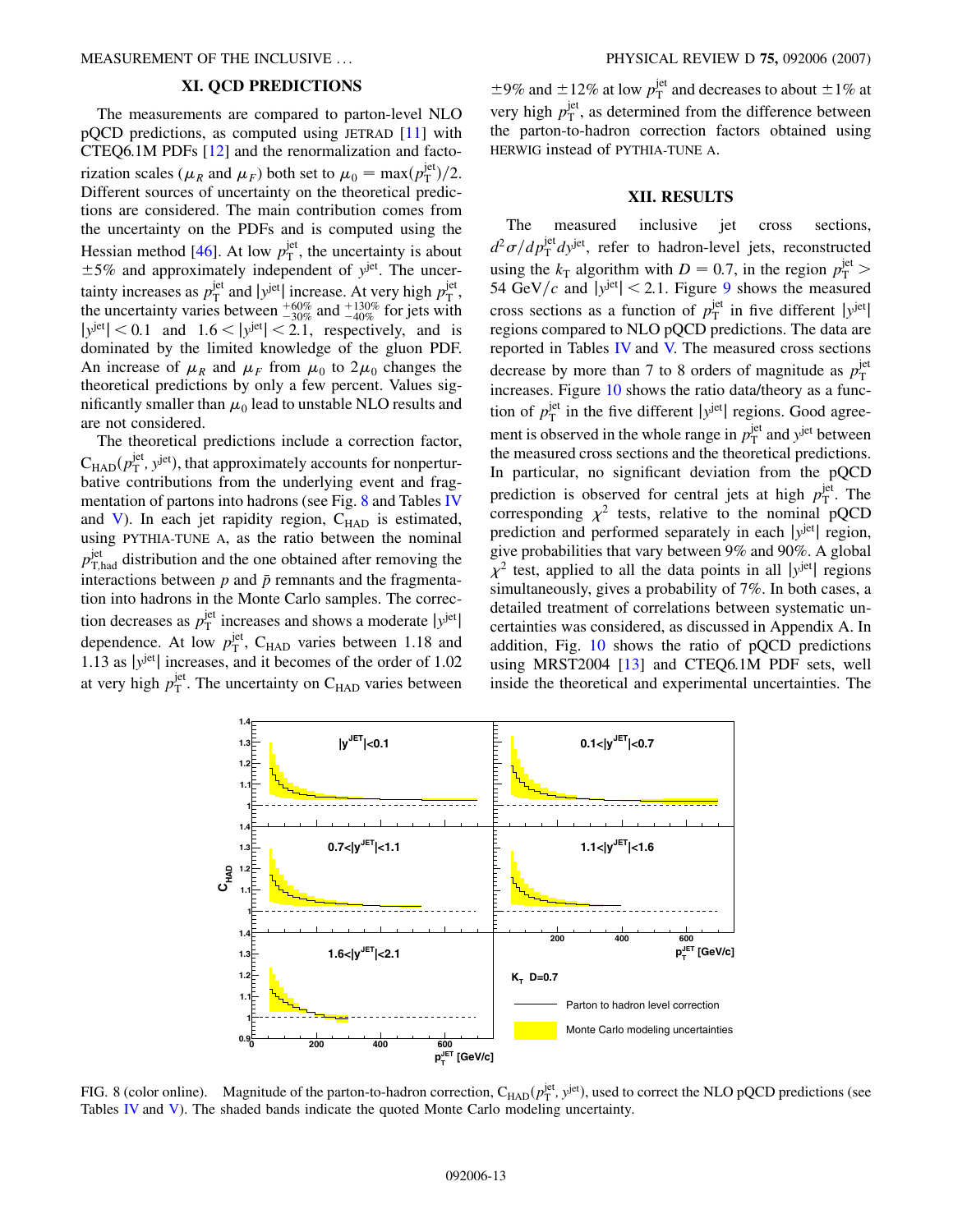## XI. QCD PREDICTIONS

The measurements are compared to parton-level NLO pQCD predictions, as computed using JETRAD [11] with CTEQ6.1M PDFs [12] and the renormalization and factorization scales ($\mu_R$ and $\mu_F$) both set to $\mu_0 = \max(p_T^{\rm jet})/2$. Different sources of uncertainty on the theoretical predictions are considered. The main contribution comes from the uncertainty on the PDFs and is computed using the Hessian method [46]. At low $p_T^{\rm jet}$, the uncertainty is about $\pm 5\%$ and approximately independent of $y^{\rm jet}$. The uncertainty increases as $p_T^{\rm jet}$ and $|y^{\rm jet}|$ increase. At very high $p_T^{\rm jet}$, the uncertainty varies between $^{+60\%}_{-30\%}$ and $^{+130\%}_{-40\%}$ for jets with $|y^{\rm jet}| < 0.1$ and $1.6 < |y^{\rm jet}| < 2.1$, respectively, and is dominated by the limited knowledge of the gluon PDF. An increase of $\mu_R$ and $\mu_F$ from $\mu_0$ to $2\mu_0$ changes the theoretical predictions by only a few percent. Values significantly smaller than $\mu_0$ lead to unstable NLO results and are not considered.

The theoretical predictions include a correction factor, $C_{\rm HAD}(p_T^{\rm jet}, y^{\rm jet})$, that approximately accounts for nonperturbative contributions from the underlying event and fragmentation of partons into hadrons (see Fig. 8 and Tables IV and V). In each jet rapidity region, $C_{\rm HAD}$ is estimated, using PYTHIA-TUNE A, as the ratio between the nominal $p_{\rm T,had}^{\rm jet}$ distribution and the one obtained after removing the interactions between $p$ and $\bar{p}$ remnants and the fragmentation into hadrons in the Monte Carlo samples. The correction decreases as $p_T^{\rm jet}$ increases and shows a moderate $|y^{\rm jet}|$ dependence. At low $p_T^{\rm jet}$, $C_{\rm HAD}$ varies between 1.18 and 1.13 as $|y^{\rm jet}|$ increases, and it becomes of the order of 1.02 at very high $p_T^{\rm jet}$. The uncertainty on $C_{\rm HAD}$ varies between $\pm 9\%$ and $\pm 12\%$ at low $p_T^{\rm jet}$ and decreases to about $\pm 1\%$ at very high $p_T^{\rm jet}$, as determined from the difference between the parton-to-hadron correction factors obtained using HERWIG instead of PYTHIA-TUNE A.

## XII. RESULTS

The measured inclusive jet cross sections, $d^2\sigma/dp_T^{\rm jet}dy^{\rm jet}$, refer to hadron-level jets, reconstructed using the $k_T$ algorithm with $D = 0.7$, in the region $p_T^{\rm jet} > 54$ GeV/$c$ and $|y^{\rm jet}| < 2.1$. Figure 9 shows the measured cross sections as a function of $p_T^{\rm jet}$ in five different $|y^{\rm jet}|$ regions compared to NLO pQCD predictions. The data are reported in Tables IV and V. The measured cross sections decrease by more than 7 to 8 orders of magnitude as $p_T^{\rm jet}$ increases. Figure 10 shows the ratio data/theory as a function of $p_T^{\rm jet}$ in the five different $|y^{\rm jet}|$ regions. Good agreement is observed in the whole range in $p_T^{\rm jet}$ and $y^{\rm jet}$ between the measured cross sections and the theoretical predictions. In particular, no significant deviation from the pQCD prediction is observed for central jets at high $p_T^{\rm jet}$. The corresponding $\chi^2$ tests, relative to the nominal pQCD prediction and performed separately in each $|y^{\rm jet}|$ region, give probabilities that vary between 9% and 90%. A global $\chi^2$ test, applied to all the data points in all $|y^{\rm jet}|$ regions simultaneously, gives a probability of 7%. In both cases, a detailed treatment of correlations between systematic uncertainties was considered, as discussed in Appendix A. In addition, Fig. 10 shows the ratio of pQCD predictions using MRST2004 [13] and CTEQ6.1M PDF sets, well inside the theoretical and experimental uncertainties. The

FIG. 8 (color online). Magnitude of the parton-to-hadron correction, $C_{\rm HAD}(p_T^{\rm jet}, y^{\rm jet})$, used to correct the NLO pQCD predictions (see Tables IV and V). The shaded bands indicate the quoted Monte Carlo modeling uncertainty.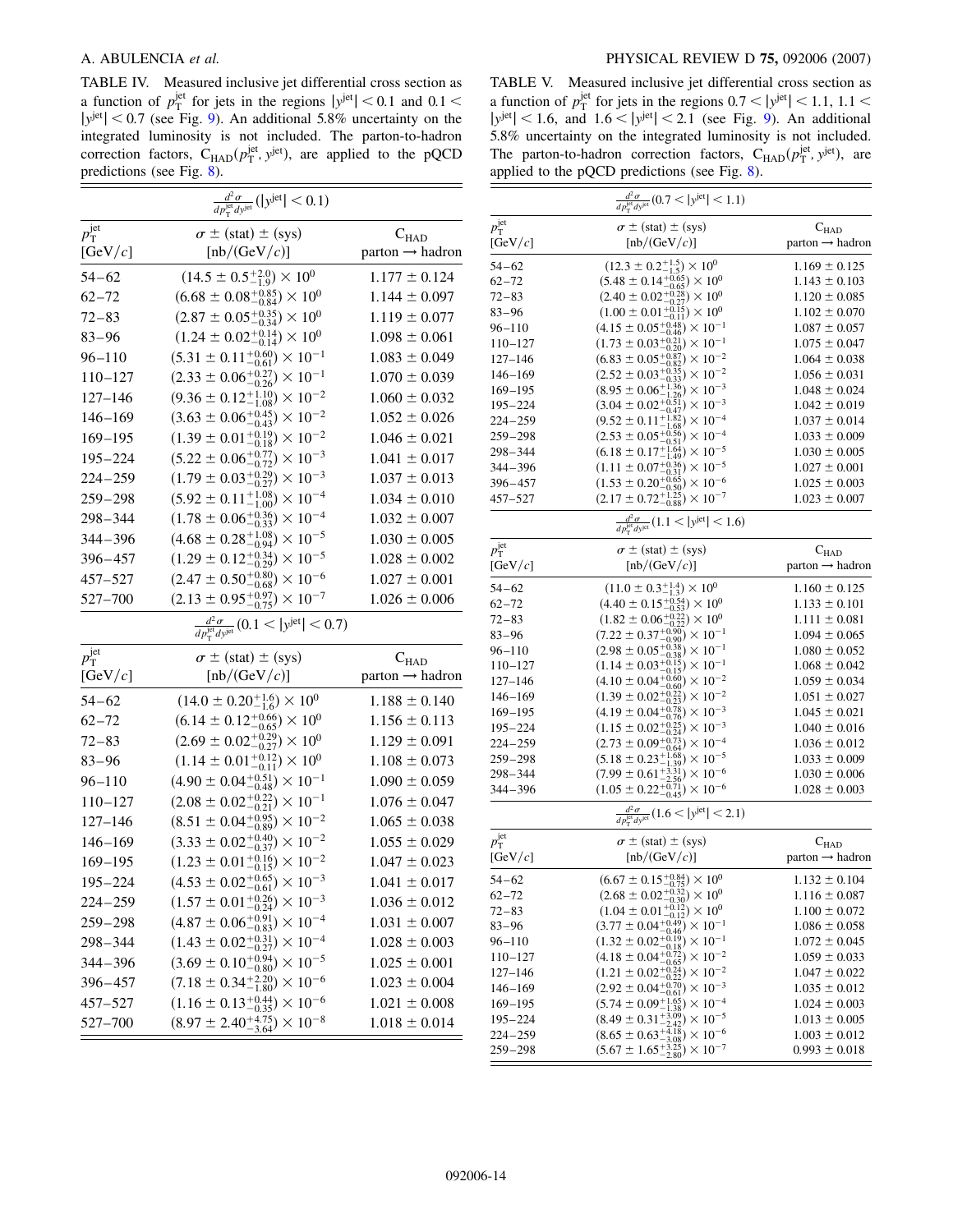TABLE IV. Measured inclusive jet differential cross section as a function of $p_T^{jet}$ for jets in the regions $|y^{jet}| < 0.1$ and $0.1 < |y^{jet}| < 0.7$ (see Fig. 9). An additional 5.8% uncertainty on the integrated luminosity is not included. The parton-to-hadron correction factors, $C_{HAD}(p_T^{jet}, y^{jet})$, are applied to the pQCD predictions (see Fig. 8).

| $p_T^{jet}$ [GeV/$c$] | $\frac{d^2\sigma}{dp_T^{jet}dy^{jet}}(\lvert y^{jet}\rvert < 0.1)$ $\sigma \pm$ (stat) $\pm$ (sys) [nb/(GeV/$c$)] | $C_{HAD}$ parton $\rightarrow$ hadron |
|---|---|---|
| 54–62 | $(14.5 \pm 0.5^{+2.0}_{-1.9}) \times 10^{0}$ | $1.177 \pm 0.124$ |
| 62–72 | $(6.68 \pm 0.08^{+0.85}_{-0.84}) \times 10^{0}$ | $1.144 \pm 0.097$ |
| 72–83 | $(2.87 \pm 0.05^{+0.35}_{-0.34}) \times 10^{0}$ | $1.119 \pm 0.077$ |
| 83–96 | $(1.24 \pm 0.02^{+0.14}_{-0.14}) \times 10^{0}$ | $1.098 \pm 0.061$ |
| 96–110 | $(5.31 \pm 0.11^{+0.60}_{-0.61}) \times 10^{-1}$ | $1.083 \pm 0.049$ |
| 110–127 | $(2.33 \pm 0.06^{+0.27}_{-0.26}) \times 10^{-1}$ | $1.070 \pm 0.039$ |
| 127–146 | $(9.36 \pm 0.12^{+1.10}_{-1.08}) \times 10^{-2}$ | $1.060 \pm 0.032$ |
| 146–169 | $(3.63 \pm 0.06^{+0.45}_{-0.43}) \times 10^{-2}$ | $1.052 \pm 0.026$ |
| 169–195 | $(1.39 \pm 0.01^{+0.19}_{-0.18}) \times 10^{-2}$ | $1.046 \pm 0.021$ |
| 195–224 | $(5.22 \pm 0.06^{+0.77}_{-0.72}) \times 10^{-3}$ | $1.041 \pm 0.017$ |
| 224–259 | $(1.79 \pm 0.03^{+0.29}_{-0.27}) \times 10^{-3}$ | $1.037 \pm 0.013$ |
| 259–298 | $(5.92 \pm 0.11^{+1.08}_{-1.00}) \times 10^{-4}$ | $1.034 \pm 0.010$ |
| 298–344 | $(1.78 \pm 0.06^{+0.36}_{-0.33}) \times 10^{-4}$ | $1.032 \pm 0.007$ |
| 344–396 | $(4.68 \pm 0.28^{+1.08}_{-0.94}) \times 10^{-5}$ | $1.030 \pm 0.005$ |
| 396–457 | $(1.29 \pm 0.12^{+0.34}_{-0.29}) \times 10^{-5}$ | $1.028 \pm 0.002$ |
| 457–527 | $(2.47 \pm 0.50^{+0.80}_{-0.68}) \times 10^{-6}$ | $1.027 \pm 0.001$ |
| 527–700 | $(2.13 \pm 0.95^{+0.97}_{-0.75}) \times 10^{-7}$ | $1.026 \pm 0.006$ |

| $p_T^{jet}$ [GeV/$c$] | $\frac{d^2\sigma}{dp_T^{jet}dy^{jet}}(0.1 < \lvert y^{jet}\rvert < 0.7)$ $\sigma \pm$ (stat) $\pm$ (sys) [nb/(GeV/$c$)] | $C_{HAD}$ parton $\rightarrow$ hadron |
|---|---|---|
| 54–62 | $(14.0 \pm 0.20^{+1.6}_{-1.6}) \times 10^{0}$ | $1.188 \pm 0.140$ |
| 62–72 | $(6.14 \pm 0.12^{+0.66}_{-0.65}) \times 10^{0}$ | $1.156 \pm 0.113$ |
| 72–83 | $(2.69 \pm 0.02^{+0.29}_{-0.27}) \times 10^{0}$ | $1.129 \pm 0.091$ |
| 83–96 | $(1.14 \pm 0.01^{+0.12}_{-0.11}) \times 10^{0}$ | $1.108 \pm 0.073$ |
| 96–110 | $(4.90 \pm 0.04^{+0.51}_{-0.48}) \times 10^{-1}$ | $1.090 \pm 0.059$ |
| 110–127 | $(2.08 \pm 0.02^{+0.22}_{-0.21}) \times 10^{-1}$ | $1.076 \pm 0.047$ |
| 127–146 | $(8.51 \pm 0.04^{+0.95}_{-0.89}) \times 10^{-2}$ | $1.065 \pm 0.038$ |
| 146–169 | $(3.33 \pm 0.02^{+0.40}_{-0.37}) \times 10^{-2}$ | $1.055 \pm 0.029$ |
| 169–195 | $(1.23 \pm 0.01^{+0.16}_{-0.15}) \times 10^{-2}$ | $1.047 \pm 0.023$ |
| 195–224 | $(4.53 \pm 0.02^{+0.65}_{-0.61}) \times 10^{-3}$ | $1.041 \pm 0.017$ |
| 224–259 | $(1.57 \pm 0.01^{+0.26}_{-0.24}) \times 10^{-3}$ | $1.036 \pm 0.012$ |
| 259–298 | $(4.87 \pm 0.06^{+0.91}_{-0.83}) \times 10^{-4}$ | $1.031 \pm 0.007$ |
| 298–344 | $(1.43 \pm 0.02^{+0.31}_{-0.27}) \times 10^{-4}$ | $1.028 \pm 0.003$ |
| 344–396 | $(3.69 \pm 0.10^{+0.94}_{-0.80}) \times 10^{-5}$ | $1.025 \pm 0.001$ |
| 396–457 | $(7.18 \pm 0.34^{+2.20}_{-1.80}) \times 10^{-6}$ | $1.023 \pm 0.004$ |
| 457–527 | $(1.16 \pm 0.13^{+0.44}_{-0.35}) \times 10^{-6}$ | $1.021 \pm 0.008$ |
| 527–700 | $(8.97 \pm 2.40^{+4.75}_{-3.64}) \times 10^{-8}$ | $1.018 \pm 0.014$ |

TABLE V. Measured inclusive jet differential cross section as a function of $p_T^{jet}$ for jets in the regions $0.7 < |y^{jet}| < 1.1$, $1.1 < |y^{jet}| < 1.6$, and $1.6 < |y^{jet}| < 2.1$ (see Fig. 9). An additional 5.8% uncertainty on the integrated luminosity is not included. The parton-to-hadron correction factors, $C_{HAD}(p_T^{jet}, y^{jet})$, are applied to the pQCD predictions (see Fig. 8).

| $p_T^{jet}$ [GeV/$c$] | $\frac{d^2\sigma}{dp_T^{jet}dy^{jet}}(0.7 < \lvert y^{jet}\rvert < 1.1)$ $\sigma \pm$ (stat) $\pm$ (sys) [nb/(GeV/$c$)] | $C_{HAD}$ parton $\rightarrow$ hadron |
|---|---|---|
| 54–62 | $(12.3 \pm 0.2^{+1.5}_{-1.5}) \times 10^{0}$ | $1.169 \pm 0.125$ |
| 62–72 | $(5.48 \pm 0.14^{+0.65}_{-0.65}) \times 10^{0}$ | $1.143 \pm 0.103$ |
| 72–83 | $(2.40 \pm 0.02^{+0.28}_{-0.27}) \times 10^{0}$ | $1.120 \pm 0.085$ |
| 83–96 | $(1.00 \pm 0.01^{+0.15}_{-0.11}) \times 10^{0}$ | $1.102 \pm 0.070$ |
| 96–110 | $(4.15 \pm 0.05^{+0.48}_{-0.46}) \times 10^{-1}$ | $1.087 \pm 0.057$ |
| 110–127 | $(1.73 \pm 0.03^{+0.21}_{-0.20}) \times 10^{-1}$ | $1.075 \pm 0.047$ |
| 127–146 | $(6.83 \pm 0.05^{+0.87}_{-0.82}) \times 10^{-2}$ | $1.064 \pm 0.038$ |
| 146–169 | $(2.52 \pm 0.03^{+0.35}_{-0.33}) \times 10^{-2}$ | $1.056 \pm 0.031$ |
| 169–195 | $(8.95 \pm 0.06^{+1.36}_{-1.26}) \times 10^{-3}$ | $1.048 \pm 0.024$ |
| 195–224 | $(3.04 \pm 0.02^{+0.51}_{-0.47}) \times 10^{-3}$ | $1.042 \pm 0.019$ |
| 224–259 | $(9.52 \pm 0.11^{+1.82}_{-1.68}) \times 10^{-4}$ | $1.037 \pm 0.014$ |
| 259–298 | $(2.53 \pm 0.05^{+0.56}_{-0.51}) \times 10^{-4}$ | $1.033 \pm 0.009$ |
| 298–344 | $(6.18 \pm 0.17^{+1.64}_{-1.49}) \times 10^{-5}$ | $1.030 \pm 0.005$ |
| 344–396 | $(1.11 \pm 0.07^{+0.36}_{-0.31}) \times 10^{-5}$ | $1.027 \pm 0.001$ |
| 396–457 | $(1.53 \pm 0.20^{+0.65}_{-0.50}) \times 10^{-6}$ | $1.025 \pm 0.003$ |
| 457–527 | $(2.17 \pm 0.72^{+1.25}_{-0.88}) \times 10^{-7}$ | $1.023 \pm 0.007$ |

| $p_T^{jet}$ [GeV/$c$] | $\frac{d^2\sigma}{dp_T^{jet}dy^{jet}}(1.1 < \lvert y^{jet}\rvert < 1.6)$ $\sigma \pm$ (stat) $\pm$ (sys) [nb/(GeV/$c$)] | $C_{HAD}$ parton $\rightarrow$ hadron |
|---|---|---|
| 54–62 | $(11.0 \pm 0.3^{+1.4}_{-1.3}) \times 10^{0}$ | $1.160 \pm 0.125$ |
| 62–72 | $(4.40 \pm 0.15^{+0.54}_{-0.53}) \times 10^{0}$ | $1.133 \pm 0.101$ |
| 72–83 | $(1.82 \pm 0.06^{+0.22}_{-0.22}) \times 10^{0}$ | $1.111 \pm 0.081$ |
| 83–96 | $(7.22 \pm 0.37^{+0.90}_{-0.90}) \times 10^{-1}$ | $1.094 \pm 0.065$ |
| 96–110 | $(2.98 \pm 0.05^{+0.38}_{-0.38}) \times 10^{-1}$ | $1.080 \pm 0.052$ |
| 110–127 | $(1.14 \pm 0.03^{+0.15}_{-0.15}) \times 10^{-1}$ | $1.068 \pm 0.042$ |
| 127–146 | $(4.10 \pm 0.04^{+0.60}_{-0.60}) \times 10^{-2}$ | $1.059 \pm 0.034$ |
| 146–169 | $(1.39 \pm 0.02^{+0.22}_{-0.23}) \times 10^{-2}$ | $1.051 \pm 0.027$ |
| 169–195 | $(4.19 \pm 0.04^{+0.78}_{-0.76}) \times 10^{-3}$ | $1.045 \pm 0.021$ |
| 195–224 | $(1.15 \pm 0.02^{+0.25}_{-0.24}) \times 10^{-3}$ | $1.040 \pm 0.016$ |
| 224–259 | $(2.73 \pm 0.09^{+0.73}_{-0.64}) \times 10^{-4}$ | $1.036 \pm 0.012$ |
| 259–298 | $(5.18 \pm 0.23^{+1.68}_{-1.39}) \times 10^{-5}$ | $1.033 \pm 0.009$ |
| 298–344 | $(7.99 \pm 0.61^{+3.31}_{-2.56}) \times 10^{-6}$ | $1.030 \pm 0.006$ |
| 344–396 | $(1.05 \pm 0.22^{+0.71}_{-0.45}) \times 10^{-6}$ | $1.028 \pm 0.003$ |

| $p_T^{jet}$ [GeV/$c$] | $\frac{d^2\sigma}{dp_T^{jet}dy^{jet}}(1.6 < \lvert y^{jet}\rvert < 2.1)$ $\sigma \pm$ (stat) $\pm$ (sys) [nb/(GeV/$c$)] | $C_{HAD}$ parton $\rightarrow$ hadron |
|---|---|---|
| 54–62 | $(6.67 \pm 0.15^{+0.84}_{-0.75}) \times 10^{0}$ | $1.132 \pm 0.104$ |
| 62–72 | $(2.68 \pm 0.02^{+0.32}_{-0.30}) \times 10^{0}$ | $1.116 \pm 0.087$ |
| 72–83 | $(1.04 \pm 0.01^{+0.12}_{-0.12}) \times 10^{0}$ | $1.100 \pm 0.072$ |
| 83–96 | $(3.77 \pm 0.04^{+0.49}_{-0.46}) \times 10^{-1}$ | $1.086 \pm 0.058$ |
| 96–110 | $(1.32 \pm 0.02^{+0.19}_{-0.18}) \times 10^{-1}$ | $1.072 \pm 0.045$ |
| 110–127 | $(4.18 \pm 0.04^{+0.72}_{-0.65}) \times 10^{-2}$ | $1.059 \pm 0.033$ |
| 127–146 | $(1.21 \pm 0.02^{+0.24}_{-0.22}) \times 10^{-2}$ | $1.047 \pm 0.022$ |
| 146–169 | $(2.92 \pm 0.04^{+0.70}_{-0.61}) \times 10^{-3}$ | $1.035 \pm 0.012$ |
| 169–195 | $(5.74 \pm 0.09^{+1.65}_{-1.38}) \times 10^{-4}$ | $1.024 \pm 0.003$ |
| 195–224 | $(8.49 \pm 0.31^{+3.09}_{-2.42}) \times 10^{-5}$ | $1.013 \pm 0.005$ |
| 224–259 | $(8.65 \pm 0.63^{+4.18}_{-3.08}) \times 10^{-6}$ | $1.003 \pm 0.012$ |
| 259–298 | $(5.67 \pm 1.65^{+3.25}_{-2.80}) \times 10^{-7}$ | $0.993 \pm 0.018$ |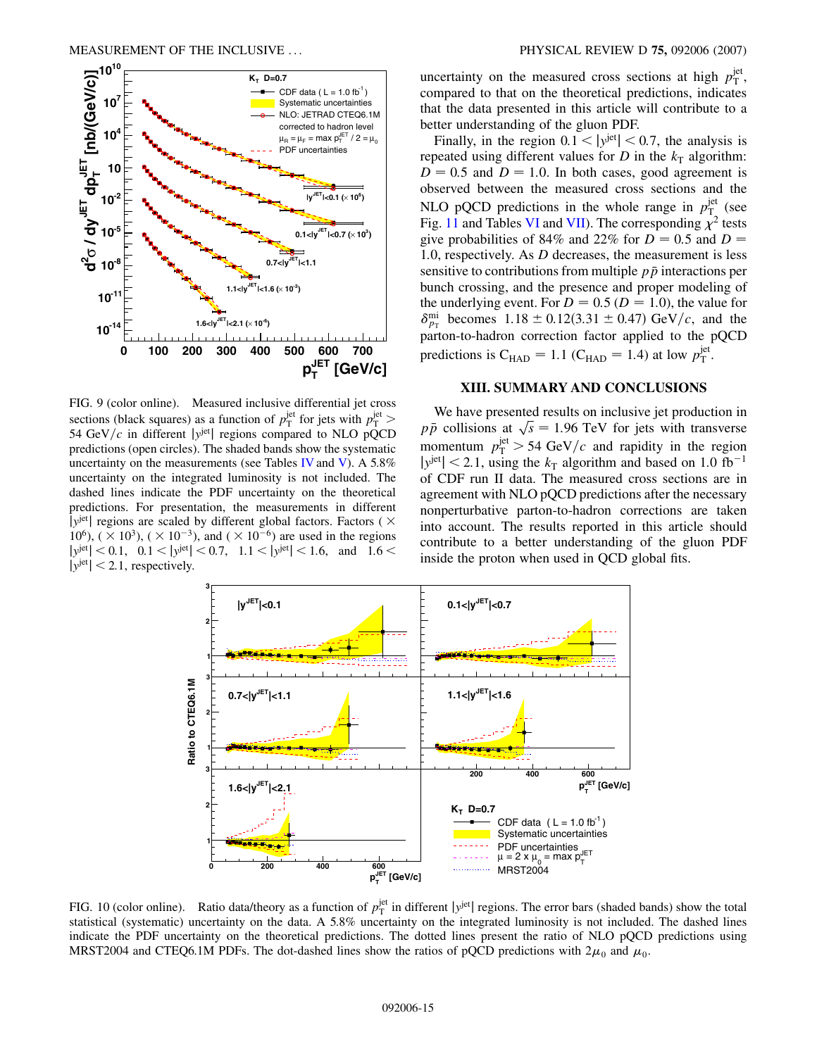FIG. 9 (color online). Measured inclusive differential jet cross sections (black squares) as a function of $p_T^{jet}$ for jets with $p_T^{jet} > 54$ GeV/$c$ in different $|y^{jet}|$ regions compared to NLO pQCD predictions (open circles). The shaded bands show the systematic uncertainty on the measurements (see Tables IV and V). A 5.8% uncertainty on the integrated luminosity is not included. The dashed lines indicate the PDF uncertainty on the theoretical predictions. For presentation, the measurements in different $|y^{jet}|$ regions are scaled by different global factors. Factors ($\times 10^6$), ($\times 10^3$), ($\times 10^{-3}$), and ($\times 10^{-6}$) are used in the regions $|y^{jet}| < 0.1$, $0.1 < |y^{jet}| < 0.7$, $1.1 < |y^{jet}| < 1.6$, and $1.6 < |y^{jet}| < 2.1$, respectively.

uncertainty on the measured cross sections at high $p_T^{jet}$, compared to that on the theoretical predictions, indicates that the data presented in this article will contribute to a better understanding of the gluon PDF.

Finally, in the region $0.1 < |y^{jet}| < 0.7$, the analysis is repeated using different values for $D$ in the $k_T$ algorithm: $D = 0.5$ and $D = 1.0$. In both cases, good agreement is observed between the measured cross sections and the NLO pQCD predictions in the whole range in $p_T^{jet}$ (see Fig. 11 and Tables VI and VII). The corresponding $\chi^2$ tests give probabilities of 84% and 22% for $D = 0.5$ and $D = 1.0$, respectively. As $D$ decreases, the measurement is less sensitive to contributions from multiple $p\bar{p}$ interactions per bunch crossing, and the presence and proper modeling of the underlying event. For $D = 0.5$ ($D = 1.0$), the value for $\delta_{p_T}^{mi}$ becomes $1.18 \pm 0.12(3.31 \pm 0.47)$ GeV/$c$, and the parton-to-hadron correction factor applied to the pQCD predictions is $C_{HAD} = 1.1$ ($C_{HAD} = 1.4$) at low $p_T^{jet}$.

## XIII. SUMMARY AND CONCLUSIONS

We have presented results on inclusive jet production in $p\bar{p}$ collisions at $\sqrt{s} = 1.96$ TeV for jets with transverse momentum $p_T^{jet} > 54$ GeV/$c$ and rapidity in the region $|y^{jet}| < 2.1$, using the $k_T$ algorithm and based on 1.0 fb$^{-1}$ of CDF run II data. The measured cross sections are in agreement with NLO pQCD predictions after the necessary nonperturbative parton-to-hadron corrections are taken into account. The results reported in this article should contribute to a better understanding of the gluon PDF inside the proton when used in QCD global fits.

FIG. 10 (color online). Ratio data/theory as a function of $p_T^{jet}$ in different $|y^{jet}|$ regions. The error bars (shaded bands) show the total statistical (systematic) uncertainty on the data. A 5.8% uncertainty on the integrated luminosity is not included. The dashed lines indicate the PDF uncertainty on the theoretical predictions. The dotted lines present the ratio of NLO pQCD predictions using MRST2004 and CTEQ6.1M PDFs. The dot-dashed lines show the ratios of pQCD predictions with $2\mu_0$ and $\mu_0$.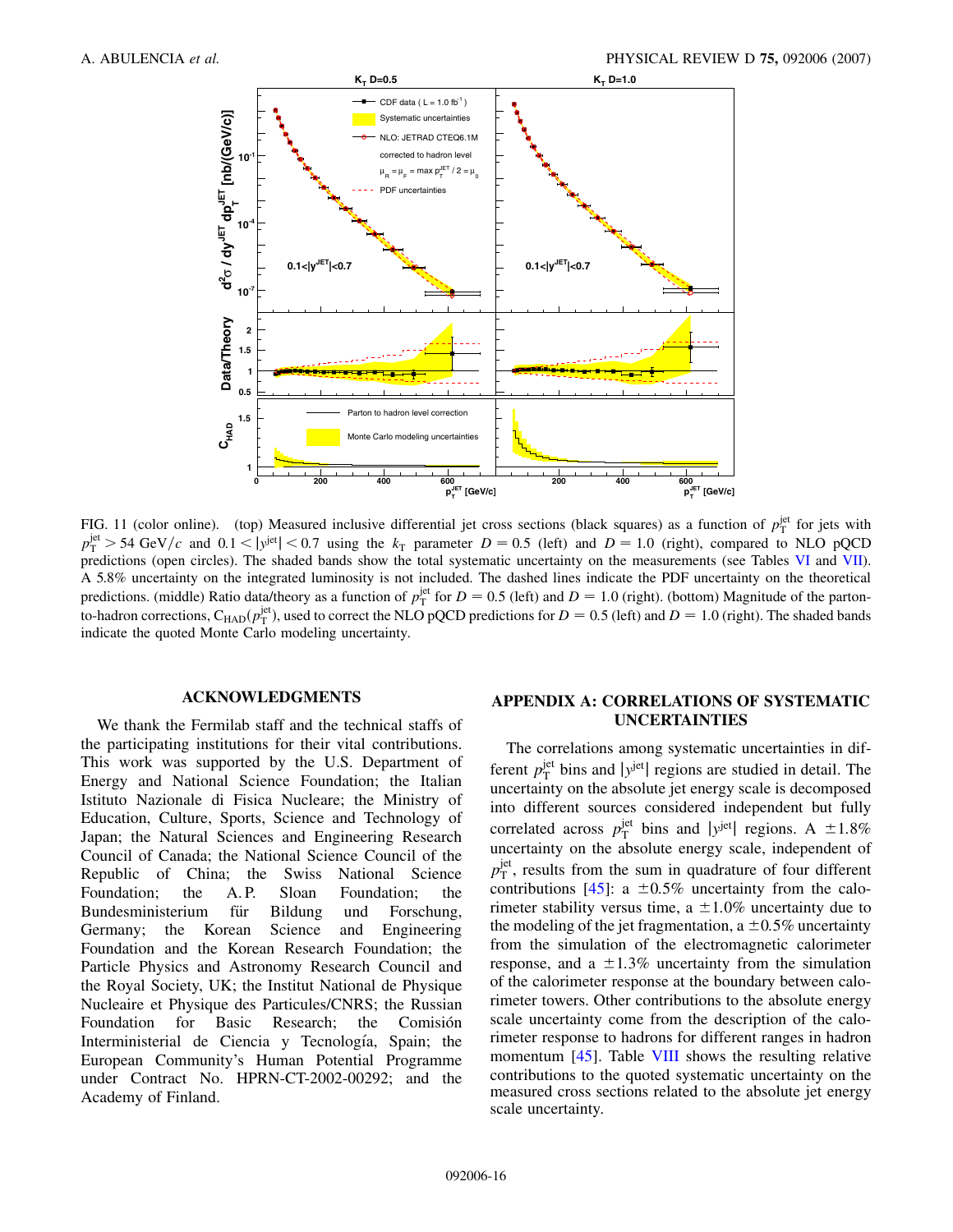FIG. 11 (color online). (top) Measured inclusive differential jet cross sections (black squares) as a function of $p_T^{jet}$ for jets with $p_T^{jet} > 54$ GeV/$c$ and $0.1 < |y^{jet}| < 0.7$ using the $k_T$ parameter $D = 0.5$ (left) and $D = 1.0$ (right), compared to NLO pQCD predictions (open circles). The shaded bands show the total systematic uncertainty on the measurements (see Tables VI and VII). A 5.8% uncertainty on the integrated luminosity is not included. The dashed lines indicate the PDF uncertainty on the theoretical predictions. (middle) Ratio data/theory as a function of $p_T^{jet}$ for $D = 0.5$ (left) and $D = 1.0$ (right). (bottom) Magnitude of the parton-to-hadron corrections, $C_{HAD}(p_T^{jet})$, used to correct the NLO pQCD predictions for $D = 0.5$ (left) and $D = 1.0$ (right). The shaded bands indicate the quoted Monte Carlo modeling uncertainty.

## ACKNOWLEDGMENTS

We thank the Fermilab staff and the technical staffs of the participating institutions for their vital contributions. This work was supported by the U.S. Department of Energy and National Science Foundation; the Italian Istituto Nazionale di Fisica Nucleare; the Ministry of Education, Culture, Sports, Science and Technology of Japan; the Natural Sciences and Engineering Research Council of Canada; the National Science Council of the Republic of China; the Swiss National Science Foundation; the A. P. Sloan Foundation; the Bundesministerium für Bildung und Forschung, Germany; the Korean Science and Engineering Foundation and the Korean Research Foundation; the Particle Physics and Astronomy Research Council and the Royal Society, UK; the Institut National de Physique Nucleaire et Physique des Particules/CNRS; the Russian Foundation for Basic Research; the Comisión Interministerial de Ciencia y Tecnología, Spain; the European Community's Human Potential Programme under Contract No. HPRN-CT-2002-00292; and the Academy of Finland.

## APPENDIX A: CORRELATIONS OF SYSTEMATIC UNCERTAINTIES

The correlations among systematic uncertainties in different $p_T^{jet}$ bins and $|y^{jet}|$ regions are studied in detail. The uncertainty on the absolute jet energy scale is decomposed into different sources considered independent but fully correlated across $p_T^{jet}$ bins and $|y^{jet}|$ regions. A $\pm 1.8\%$ uncertainty on the absolute energy scale, independent of $p_T^{jet}$, results from the sum in quadrature of four different contributions [45]: a $\pm 0.5\%$ uncertainty from the calorimeter stability versus time, a $\pm 1.0\%$ uncertainty due to the modeling of the jet fragmentation, a $\pm 0.5\%$ uncertainty from the simulation of the electromagnetic calorimeter response, and a $\pm 1.3\%$ uncertainty from the simulation of the calorimeter response at the boundary between calorimeter towers. Other contributions to the absolute energy scale uncertainty come from the description of the calorimeter response to hadrons for different ranges in hadron momentum [45]. Table VIII shows the resulting relative contributions to the quoted systematic uncertainty on the measured cross sections related to the absolute jet energy scale uncertainty.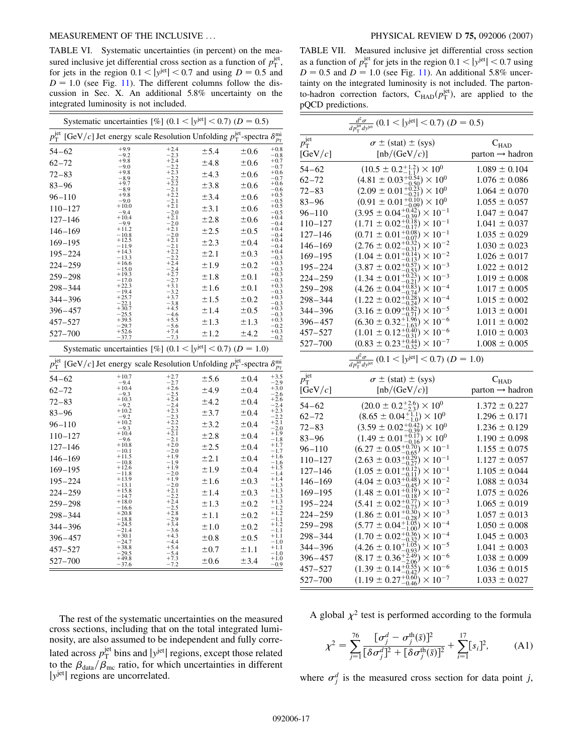TABLE VI. Systematic uncertainties (in percent) on the measured inclusive jet differential cross section as a function of $p_T^{jet}$, for jets in the region $0.1 < |y^{jet}| < 0.7$ and using $D = 0.5$ and $D = 1.0$ (see Fig. 11). The different columns follow the discussion in Sec. X. An additional 5.8% uncertainty on the integrated luminosity is not included.

| Systematic uncertainties [%] $(0.1 < \|y^{jet}\| < 0.7)$ $(D = 0.5)$ | | | | | |
|---|---|---|---|---|---|
| $p_T^{jet}$ [GeV/$c$] | Jet energy scale | Resolution | Unfolding | $p_T^{jet}$-spectra | $\delta_{p_T}^{mi}$ |
| 54–62 | $^{+9.9}_{-9.2}$ | $^{+2.4}_{-2.3}$ | $\pm5.4$ | $\pm0.6$ | $^{+0.8}_{-0.8}$ |
| 62–72 | $^{+9.8}_{-9.0}$ | $^{+2.4}_{-2.2}$ | $\pm4.8$ | $\pm0.6$ | $^{+0.7}_{-0.7}$ |
| 72–83 | $^{+9.8}_{-8.9}$ | $^{+2.3}_{-2.2}$ | $\pm4.3$ | $\pm0.6$ | $^{+0.6}_{-0.7}$ |
| 83–96 | $^{+9.7}_{-8.9}$ | $^{+2.2}_{-2.1}$ | $\pm3.8$ | $\pm0.6$ | $^{+0.6}_{-0.6}$ |
| 96–110 | $^{+9.8}_{-9.0}$ | $^{+2.2}_{-2.1}$ | $\pm3.4$ | $\pm0.6$ | $^{+0.5}_{-0.5}$ |
| 110–127 | $^{+10.0}_{-9.4}$ | $^{+2.1}_{-2.0}$ | $\pm3.1$ | $\pm0.6$ | $^{+0.5}_{-0.5}$ |
| 127–146 | $^{+10.4}_{-9.9}$ | $^{+2.1}_{-2.0}$ | $\pm2.8$ | $\pm0.6$ | $^{+0.4}_{-0.4}$ |
| 146–169 | $^{+11.2}_{-10.8}$ | $^{+2.1}_{-2.0}$ | $\pm2.5$ | $\pm0.5$ | $^{+0.4}_{-0.4}$ |
| 169–195 | $^{+12.5}_{-11.9}$ | $^{+2.1}_{-2.1}$ | $\pm2.3$ | $\pm0.4$ | $^{+0.4}_{-0.4}$ |
| 195–224 | $^{+14.3}_{-13.3}$ | $^{+2.2}_{-2.2}$ | $\pm2.1$ | $\pm0.3$ | $^{+0.4}_{-0.3}$ |
| 224–259 | $^{+16.6}_{-15.0}$ | $^{+2.4}_{-2.4}$ | $\pm1.9$ | $\pm0.2$ | $^{+0.3}_{-0.3}$ |
| 259–298 | $^{+19.3}_{-17.0}$ | $^{+2.7}_{-2.7}$ | $\pm1.8$ | $\pm0.1$ | $^{+0.3}_{-0.3}$ |
| 298–344 | $^{+22.3}_{-19.4}$ | $^{+3.1}_{-3.2}$ | $\pm1.6$ | $\pm0.1$ | $^{+0.3}_{-0.3}$ |
| 344–396 | $^{+25.7}_{-22.1}$ | $^{+3.7}_{-3.8}$ | $\pm1.5$ | $\pm0.2$ | $^{+0.3}_{-0.3}$ |
| 396–457 | $^{+30.7}_{-25.5}$ | $^{+4.5}_{-4.6}$ | $\pm1.4$ | $\pm0.5$ | $^{+0.3}_{-0.3}$ |
| 457–527 | $^{+39.5}_{-29.7}$ | $^{+5.5}_{-5.6}$ | $\pm1.3$ | $\pm1.3$ | $^{+0.3}_{-0.2}$ |
| 527–700 | $^{+52.6}_{-37.7}$ | $^{+7.4}_{-7.3}$ | $\pm1.2$ | $\pm4.2$ | $^{+0.3}_{-0.2}$ |

| Systematic uncertainties [%] $(0.1 < \|y^{jet}\| < 0.7)$ $(D = 1.0)$ | | | | | |
|---|---|---|---|---|---|
| $p_T^{jet}$ [GeV/$c$] | Jet energy scale | Resolution | Unfolding | $p_T^{jet}$-spectra | $\delta_{p_T}^{mi}$ |
| 54–62 | $^{+10.7}_{-9.4}$ | $^{+2.7}_{-2.7}$ | $\pm5.6$ | $\pm0.4$ | $^{+3.5}_{-2.9}$ |
| 62–72 | $^{+10.4}_{-9.3}$ | $^{+2.6}_{-2.5}$ | $\pm4.9$ | $\pm0.4$ | $^{+3.0}_{-2.6}$ |
| 72–83 | $^{+10.3}_{-9.2}$ | $^{+2.4}_{-2.4}$ | $\pm4.2$ | $\pm0.4$ | $^{+2.6}_{-2.4}$ |
| 83–96 | $^{+10.2}_{-9.2}$ | $^{+2.3}_{-2.3}$ | $\pm3.7$ | $\pm0.4$ | $^{+2.3}_{-2.2}$ |
| 96–110 | $^{+10.2}_{-9.3}$ | $^{+2.2}_{-2.2}$ | $\pm3.2$ | $\pm0.4$ | $^{+2.1}_{-2.0}$ |
| 110–127 | $^{+10.4}_{-9.6}$ | $^{+2.1}_{-2.1}$ | $\pm2.8$ | $\pm0.4$ | $^{+1.9}_{-1.8}$ |
| 127–146 | $^{+10.8}_{-10.1}$ | $^{+2.0}_{-2.0}$ | $\pm2.5$ | $\pm0.4$ | $^{+1.7}_{-1.7}$ |
| 146–169 | $^{+11.5}_{-10.8}$ | $^{+1.9}_{-1.9}$ | $\pm2.1$ | $\pm0.4$ | $^{+1.6}_{-1.6}$ |
| 169–195 | $^{+12.6}_{-11.8}$ | $^{+1.9}_{-2.0}$ | $\pm1.9$ | $\pm0.4$ | $^{+1.5}_{-1.4}$ |
| 195–224 | $^{+13.9}_{-13.1}$ | $^{+1.9}_{-2.0}$ | $\pm1.6$ | $\pm0.3$ | $^{+1.4}_{-1.3}$ |
| 224–259 | $^{+15.8}_{-14.7}$ | $^{+2.1}_{-2.2}$ | $\pm1.4$ | $\pm0.3$ | $^{+1.3}_{-1.3}$ |
| 259–298 | $^{+18.0}_{-16.6}$ | $^{+2.4}_{-2.5}$ | $\pm1.3$ | $\pm0.2$ | $^{+1.3}_{-1.2}$ |
| 298–344 | $^{+20.8}_{-18.8}$ | $^{+2.8}_{-2.9}$ | $\pm1.1$ | $\pm0.2$ | $^{+1.2}_{-1.1}$ |
| 344–396 | $^{+24.5}_{-21.4}$ | $^{+3.4}_{-3.6}$ | $\pm1.0$ | $\pm0.2$ | $^{+1.2}_{-1.1}$ |
| 396–457 | $^{+30.1}_{-24.7}$ | $^{+4.3}_{-4.4}$ | $\pm0.8$ | $\pm0.5$ | $^{+1.1}_{-1.0}$ |
| 457–527 | $^{+38.8}_{-29.5}$ | $^{+5.4}_{-5.4}$ | $\pm0.7$ | $\pm1.1$ | $^{+1.1}_{-1.0}$ |
| 527–700 | $^{+49.8}_{-37.6}$ | $^{+7.3}_{-7.2}$ | $\pm0.6$ | $\pm3.4$ | $^{+1.0}_{-0.9}$ |

TABLE VII. Measured inclusive jet differential cross section as a function of $p_T^{jet}$ for jets in the region $0.1 < |y^{jet}| < 0.7$ using $D = 0.5$ and $D = 1.0$ (see Fig. 11). An additional 5.8% uncertainty on the integrated luminosity is not included. The parton-to-hadron correction factors, $C_{HAD}(p_T^{jet})$, are applied to the pQCD predictions.

| $\frac{d^2\sigma}{dp_T^{jet}dy^{jet}}$ $(0.1 < \|y^{jet}\| < 0.7)$ $(D = 0.5)$ | | |
|---|---|---|
| $p_T^{jet}$ [GeV/$c$] | $\sigma \pm$ (stat) $\pm$ (sys) [nb/(GeV/$c$)] | $C_{HAD}$ parton → hadron |
| 54–62 | $(10.5 \pm 0.2^{+1.2}_{-1.1}) \times 10^0$ | $1.089 \pm 0.104$ |
| 62–72 | $(4.81 \pm 0.03^{+0.54}_{-0.50}) \times 10^0$ | $1.076 \pm 0.086$ |
| 72–83 | $(2.09 \pm 0.01^{+0.23}_{-0.21}) \times 10^0$ | $1.064 \pm 0.070$ |
| 83–96 | $(0.91 \pm 0.01^{+0.10}_{-0.09}) \times 10^0$ | $1.055 \pm 0.057$ |
| 96–110 | $(3.95 \pm 0.04^{+0.42}_{-0.39}) \times 10^{-1}$ | $1.047 \pm 0.047$ |
| 110–127 | $(1.71 \pm 0.02^{+0.18}_{-0.17}) \times 10^{-1}$ | $1.041 \pm 0.037$ |
| 127–146 | $(0.71 \pm 0.01^{+0.08}_{-0.07}) \times 10^{-1}$ | $1.035 \pm 0.029$ |
| 146–169 | $(2.76 \pm 0.02^{+0.32}_{-0.31}) \times 10^{-2}$ | $1.030 \pm 0.023$ |
| 169–195 | $(1.04 \pm 0.01^{+0.14}_{-0.13}) \times 10^{-2}$ | $1.026 \pm 0.017$ |
| 195–224 | $(3.87 \pm 0.02^{+0.57}_{-0.53}) \times 10^{-3}$ | $1.022 \pm 0.012$ |
| 224–259 | $(1.34 \pm 0.01^{+0.23}_{-0.21}) \times 10^{-3}$ | $1.019 \pm 0.008$ |
| 259–298 | $(4.26 \pm 0.04^{+0.83}_{-0.74}) \times 10^{-4}$ | $1.017 \pm 0.005$ |
| 298–344 | $(1.22 \pm 0.02^{+0.28}_{-0.24}) \times 10^{-4}$ | $1.015 \pm 0.002$ |
| 344–396 | $(3.16 \pm 0.09^{+0.82}_{-0.71}) \times 10^{-5}$ | $1.013 \pm 0.001$ |
| 396–457 | $(6.30 \pm 0.32^{+1.96}_{-1.63}) \times 10^{-6}$ | $1.011 \pm 0.002$ |
| 457–527 | $(1.01 \pm 0.12^{+0.40}_{-0.31}) \times 10^{-6}$ | $1.010 \pm 0.003$ |
| 527–700 | $(0.83 \pm 0.23^{+0.44}_{-0.32}) \times 10^{-7}$ | $1.008 \pm 0.005$ |

| $\frac{d^2\sigma}{dp_T^{jet}dy^{jet}}$ $(0.1 < \|y^{jet}\| < 0.7)$ $(D = 1.0)$ | | |
|---|---|---|
| $p_T^{jet}$ [GeV/$c$] | $\sigma \pm$ (stat) $\pm$ (sys) [nb/(GeV/$c$)] | $C_{HAD}$ parton → hadron |
| 54–62 | $(20.0 \pm 0.2^{+2.6}_{-2.3}) \times 10^0$ | $1.372 \pm 0.227$ |
| 62–72 | $(8.65 \pm 0.04^{+1.1}_{-1.0}) \times 10^0$ | $1.296 \pm 0.171$ |
| 72–83 | $(3.59 \pm 0.02^{+0.42}_{-0.39}) \times 10^0$ | $1.236 \pm 0.129$ |
| 83–96 | $(1.49 \pm 0.01^{+0.17}_{-0.16}) \times 10^0$ | $1.190 \pm 0.098$ |
| 96–110 | $(6.27 \pm 0.05^{+0.70}_{-0.65}) \times 10^{-1}$ | $1.155 \pm 0.075$ |
| 110–127 | $(2.63 \pm 0.03^{+0.29}_{-0.27}) \times 10^{-1}$ | $1.127 \pm 0.057$ |
| 127–146 | $(1.05 \pm 0.01^{+0.12}_{-0.11}) \times 10^{-1}$ | $1.105 \pm 0.044$ |
| 146–169 | $(4.04 \pm 0.03^{+0.48}_{-0.45}) \times 10^{-2}$ | $1.088 \pm 0.034$ |
| 169–195 | $(1.48 \pm 0.01^{+0.19}_{-0.18}) \times 10^{-2}$ | $1.075 \pm 0.026$ |
| 195–224 | $(5.41 \pm 0.02^{+0.77}_{-0.73}) \times 10^{-3}$ | $1.065 \pm 0.019$ |
| 224–259 | $(1.86 \pm 0.01^{+0.30}_{-0.28}) \times 10^{-3}$ | $1.057 \pm 0.013$ |
| 259–298 | $(5.77 \pm 0.04^{+1.05}_{-1.00}) \times 10^{-4}$ | $1.050 \pm 0.008$ |
| 298–344 | $(1.70 \pm 0.02^{+0.36}_{-0.32}) \times 10^{-4}$ | $1.045 \pm 0.003$ |
| 344–396 | $(4.26 \pm 0.10^{+1.05}_{-0.93}) \times 10^{-5}$ | $1.041 \pm 0.003$ |
| 396–457 | $(8.17 \pm 0.36^{+2.49}_{-2.06}) \times 10^{-6}$ | $1.038 \pm 0.009$ |
| 457–527 | $(1.39 \pm 0.14^{+0.55}_{-0.42}) \times 10^{-6}$ | $1.036 \pm 0.015$ |
| 527–700 | $(1.19 \pm 0.27^{+0.60}_{-0.46}) \times 10^{-7}$ | $1.033 \pm 0.027$ |

The rest of the systematic uncertainties on the measured cross sections, including that on the total integrated luminosity, are also assumed to be independent and fully correlated across $p_T^{jet}$ bins and $|y^{jet}|$ regions, except those related to the $\beta_{data}/\beta_{mc}$ ratio, for which uncertainties in different $|y^{jet}|$ regions are uncorrelated.

A global $\chi^2$ test is performed according to the formula

$$\chi^2 = \sum_{j=1}^{76} \frac{[\sigma_j^d - \sigma_j^{th}(\bar{s})]^2}{[\delta\sigma_j^d]^2 + [\delta\sigma_j^{th}(\bar{s})]^2} + \sum_{i=1}^{17} [s_i]^2, \tag{A1}$$

where $\sigma_j^d$ is the measured cross section for data point $j$,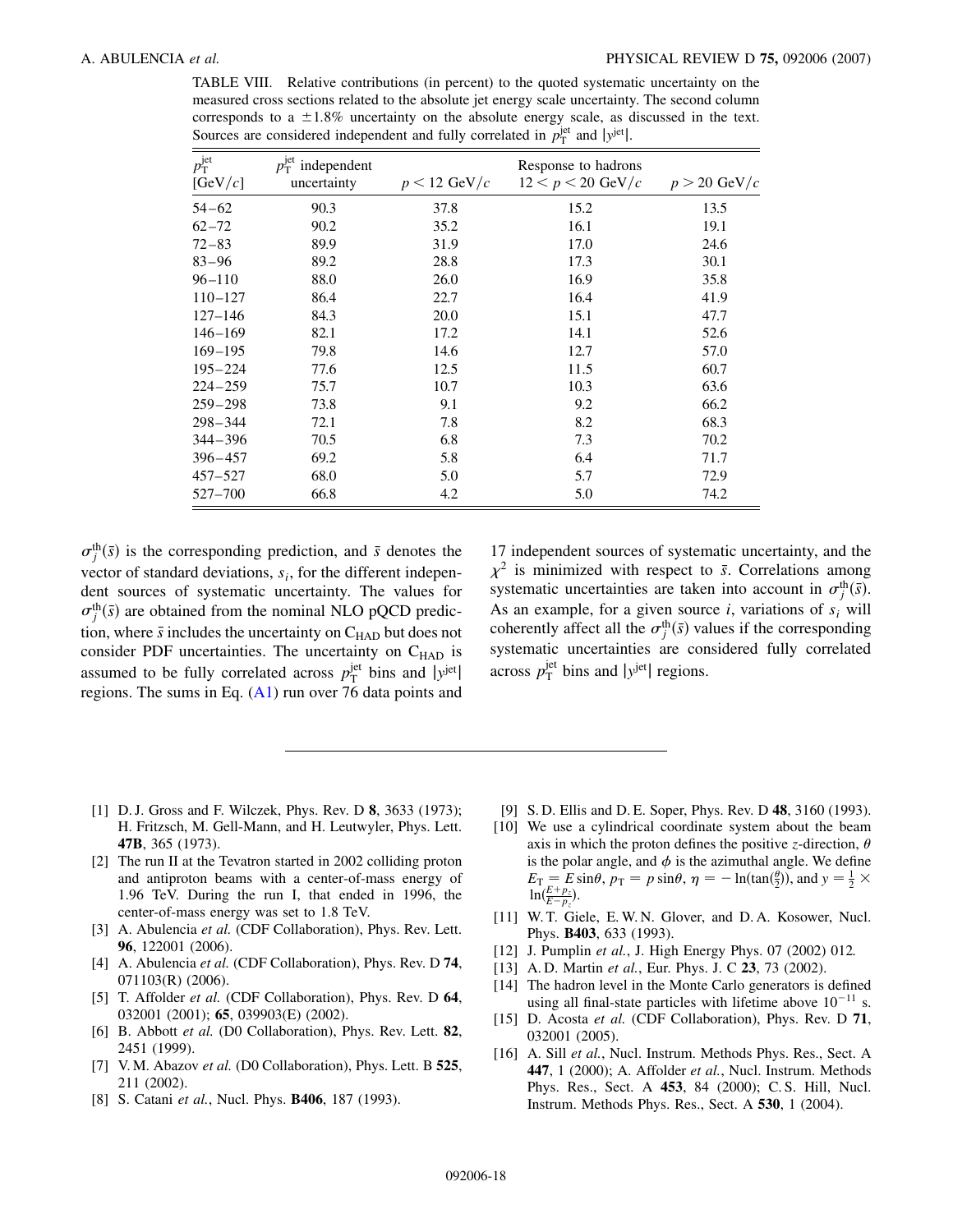TABLE VIII. Relative contributions (in percent) to the quoted systematic uncertainty on the measured cross sections related to the absolute jet energy scale uncertainty. The second column corresponds to a $\pm 1.8\%$ uncertainty on the absolute energy scale, as discussed in the text. Sources are considered independent and fully correlated in $p_T^{\rm jet}$ and $|y^{\rm jet}|$.

| $p_T^{\rm jet}$ [GeV/$c$] | $p_T^{\rm jet}$ independent uncertainty | Response to hadrons $p < 12$ GeV/$c$ | $12 < p < 20$ GeV/$c$ | $p > 20$ GeV/$c$ |
|---|---|---|---|---|
| 54–62 | 90.3 | 37.8 | 15.2 | 13.5 |
| 62–72 | 90.2 | 35.2 | 16.1 | 19.1 |
| 72–83 | 89.9 | 31.9 | 17.0 | 24.6 |
| 83–96 | 89.2 | 28.8 | 17.3 | 30.1 |
| 96–110 | 88.0 | 26.0 | 16.9 | 35.8 |
| 110–127 | 86.4 | 22.7 | 16.4 | 41.9 |
| 127–146 | 84.3 | 20.0 | 15.1 | 47.7 |
| 146–169 | 82.1 | 17.2 | 14.1 | 52.6 |
| 169–195 | 79.8 | 14.6 | 12.7 | 57.0 |
| 195–224 | 77.6 | 12.5 | 11.5 | 60.7 |
| 224–259 | 75.7 | 10.7 | 10.3 | 63.6 |
| 259–298 | 73.8 | 9.1 | 9.2 | 66.2 |
| 298–344 | 72.1 | 7.8 | 8.2 | 68.3 |
| 344–396 | 70.5 | 6.8 | 7.3 | 70.2 |
| 396–457 | 69.2 | 5.8 | 6.4 | 71.7 |
| 457–527 | 68.0 | 5.0 | 5.7 | 72.9 |
| 527–700 | 66.8 | 4.2 | 5.0 | 74.2 |

$\sigma_j^{\rm th}(\bar{s})$ is the corresponding prediction, and $\bar{s}$ denotes the vector of standard deviations, $s_i$, for the different independent sources of systematic uncertainty. The values for $\sigma_j^{\rm th}(\bar{s})$ are obtained from the nominal NLO pQCD prediction, where $\bar{s}$ includes the uncertainty on $C_{\rm HAD}$ but does not consider PDF uncertainties. The uncertainty on $C_{\rm HAD}$ is assumed to be fully correlated across $p_T^{\rm jet}$ bins and $|y^{\rm jet}|$ regions. The sums in Eq. (A1) run over 76 data points and 17 independent sources of systematic uncertainty, and the $\chi^2$ is minimized with respect to $\bar{s}$. Correlations among systematic uncertainties are taken into account in $\sigma_j^{\rm th}(\bar{s})$. As an example, for a given source $i$, variations of $s_i$ will coherently affect all the $\sigma_j^{\rm th}(\bar{s})$ values if the corresponding systematic uncertainties are considered fully correlated across $p_T^{\rm jet}$ bins and $|y^{\rm jet}|$ regions.

---

[1] D. J. Gross and F. Wilczek, Phys. Rev. D **8**, 3633 (1973); H. Fritzsch, M. Gell-Mann, and H. Leutwyler, Phys. Lett. **47B**, 365 (1973).

[2] The run II at the Tevatron started in 2002 colliding proton and antiproton beams with a center-of-mass energy of 1.96 TeV. During the run I, that ended in 1996, the center-of-mass energy was set to 1.8 TeV.

[3] A. Abulencia *et al.* (CDF Collaboration), Phys. Rev. Lett. **96**, 122001 (2006).

[4] A. Abulencia *et al.* (CDF Collaboration), Phys. Rev. D **74**, 071103(R) (2006).

[5] T. Affolder *et al.* (CDF Collaboration), Phys. Rev. D **64**, 032001 (2001); **65**, 039903(E) (2002).

[6] B. Abbott *et al.* (D0 Collaboration), Phys. Rev. Lett. **82**, 2451 (1999).

[7] V. M. Abazov *et al.* (D0 Collaboration), Phys. Lett. B **525**, 211 (2002).

[8] S. Catani *et al.*, Nucl. Phys. **B406**, 187 (1993).

[9] S. D. Ellis and D. E. Soper, Phys. Rev. D **48**, 3160 (1993).

[10] We use a cylindrical coordinate system about the beam axis in which the proton defines the positive $z$-direction, $\theta$ is the polar angle, and $\phi$ is the azimuthal angle. We define $E_T = E\sin\theta$, $p_T = p\sin\theta$, $\eta = -\ln(\tan(\frac{\theta}{2}))$, and $y = \frac{1}{2} \times \ln(\frac{E+p_z}{E-p_z})$.

[11] W. T. Giele, E. W. N. Glover, and D. A. Kosower, Nucl. Phys. **B403**, 633 (1993).

[12] J. Pumplin *et al.*, J. High Energy Phys. 07 (2002) 012.

[13] A. D. Martin *et al.*, Eur. Phys. J. C **23**, 73 (2002).

[14] The hadron level in the Monte Carlo generators is defined using all final-state particles with lifetime above $10^{-11}$ s.

[15] D. Acosta *et al.* (CDF Collaboration), Phys. Rev. D **71**, 032001 (2005).

[16] A. Sill *et al.*, Nucl. Instrum. Methods Phys. Res., Sect. A **447**, 1 (2000); A. Affolder *et al.*, Nucl. Instrum. Methods Phys. Res., Sect. A **453**, 84 (2000); C. S. Hill, Nucl. Instrum. Methods Phys. Res., Sect. A **530**, 1 (2004).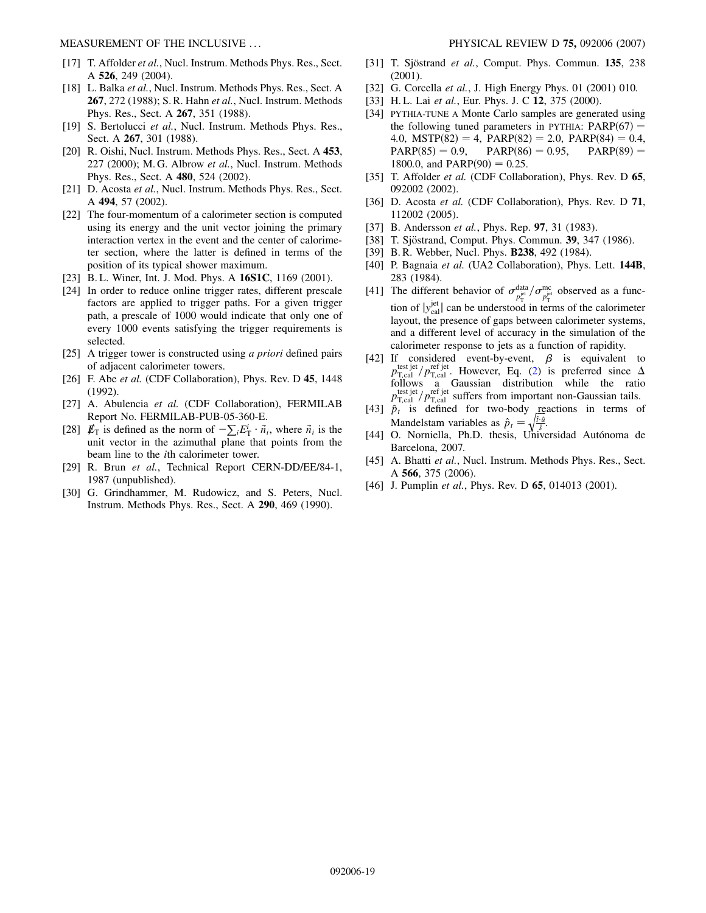[17] T. Affolder *et al.*, Nucl. Instrum. Methods Phys. Res., Sect. A **526**, 249 (2004).

[18] L. Balka *et al.*, Nucl. Instrum. Methods Phys. Res., Sect. A **267**, 272 (1988); S. R. Hahn *et al.*, Nucl. Instrum. Methods Phys. Res., Sect. A **267**, 351 (1988).

[19] S. Bertolucci *et al.*, Nucl. Instrum. Methods Phys. Res., Sect. A **267**, 301 (1988).

[20] R. Oishi, Nucl. Instrum. Methods Phys. Res., Sect. A **453**, 227 (2000); M. G. Albrow *et al.*, Nucl. Instrum. Methods Phys. Res., Sect. A **480**, 524 (2002).

[21] D. Acosta *et al.*, Nucl. Instrum. Methods Phys. Res., Sect. A **494**, 57 (2002).

[22] The four-momentum of a calorimeter section is computed using its energy and the unit vector joining the primary interaction vertex in the event and the center of calorimeter section, where the latter is defined in terms of the position of its typical shower maximum.

[23] B. L. Winer, Int. J. Mod. Phys. A **16S1C**, 1169 (2001).

[24] In order to reduce online trigger rates, different prescale factors are applied to trigger paths. For a given trigger path, a prescale of 1000 would indicate that only one of every 1000 events satisfying the trigger requirements is selected.

[25] A trigger tower is constructed using *a priori* defined pairs of adjacent calorimeter towers.

[26] F. Abe *et al.* (CDF Collaboration), Phys. Rev. D **45**, 1448 (1992).

[27] A. Abulencia *et al.* (CDF Collaboration), FERMILAB Report No. FERMILAB-PUB-05-360-E.

[28] $\not{E}_{\mathrm{T}}$ is defined as the norm of $-\sum_i E_{\mathrm{T}}^i \cdot \vec{n}_i$, where $\vec{n}_i$ is the unit vector in the azimuthal plane that points from the beam line to the $i$th calorimeter tower.

[29] R. Brun *et al.*, Technical Report CERN-DD/EE/84-1, 1987 (unpublished).

[30] G. Grindhammer, M. Rudowicz, and S. Peters, Nucl. Instrum. Methods Phys. Res., Sect. A **290**, 469 (1990).

[31] T. Sjöstrand *et al.*, Comput. Phys. Commun. **135**, 238 (2001).

[32] G. Corcella *et al.*, J. High Energy Phys. 01 (2001) 010.

[33] H. L. Lai *et al.*, Eur. Phys. J. C **12**, 375 (2000).

[34] PYTHIA-TUNE A Monte Carlo samples are generated using the following tuned parameters in PYTHIA: PARP(67) = 4.0, MSTP(82) = 4, PARP(82) = 2.0, PARP(84) = 0.4, PARP(85) = 0.9, PARP(86) = 0.95, PARP(89) = 1800.0, and PARP(90) = 0.25.

[35] T. Affolder *et al.* (CDF Collaboration), Phys. Rev. D **65**, 092002 (2002).

[36] D. Acosta *et al.* (CDF Collaboration), Phys. Rev. D **71**, 112002 (2005).

[37] B. Andersson *et al.*, Phys. Rep. **97**, 31 (1983).

[38] T. Sjöstrand, Comput. Phys. Commun. **39**, 347 (1986).

[39] B. R. Webber, Nucl. Phys. **B238**, 492 (1984).

[40] P. Bagnaia *et al.* (UA2 Collaboration), Phys. Lett. **144B**, 283 (1984).

[41] The different behavior of $\sigma^{\mathrm{data}}_{p_{\mathrm{T}}^{\mathrm{jet}}}/\sigma^{\mathrm{mc}}_{p_{\mathrm{T}}^{\mathrm{jet}}}$ observed as a function of $|y^{\mathrm{jet}}_{\mathrm{cal}}|$ can be understood in terms of the calorimeter layout, the presence of gaps between calorimeter systems, and a different level of accuracy in the simulation of the calorimeter response to jets as a function of rapidity.

[42] If considered event-by-event, $\beta$ is equivalent to $p_{\mathrm{T,cal}}^{\mathrm{test\ jet}}/p_{\mathrm{T,cal}}^{\mathrm{ref\ jet}}$. However, Eq. (2) is preferred since $\Delta$ follows a Gaussian distribution while the ratio $p_{\mathrm{T,cal}}^{\mathrm{test\ jet}}/p_{\mathrm{T,cal}}^{\mathrm{ref\ jet}}$ suffers from important non-Gaussian tails.

[43] $\hat{p}_t$ is defined for two-body reactions in terms of Mandelstam variables as $\hat{p}_t = \sqrt{\frac{\hat{t}\cdot\hat{u}}{\hat{s}}}$.

[44] O. Norniella, Ph.D. thesis, Universidad Autónoma de Barcelona, 2007.

[45] A. Bhatti *et al.*, Nucl. Instrum. Methods Phys. Res., Sect. A **566**, 375 (2006).

[46] J. Pumplin *et al.*, Phys. Rev. D **65**, 014013 (2001).